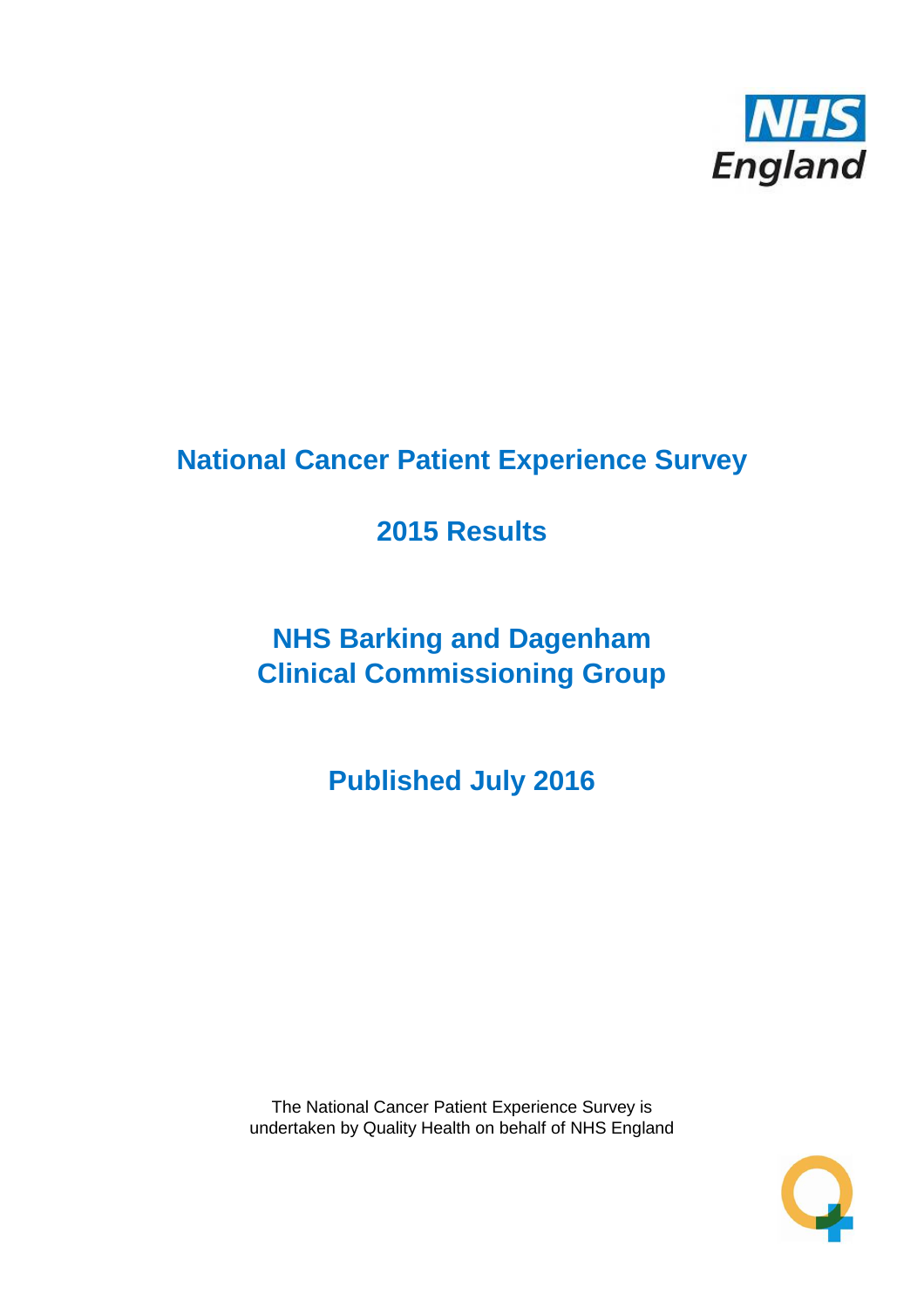# National Cancer Patient Experience Survey

## 2015 Results

## NHS Barking and Dagenham Clinical Commissioning Group

## Published July 2016

The National Cancer Patient Experience Survey is undertaken by Quality Health on behalf of NHS England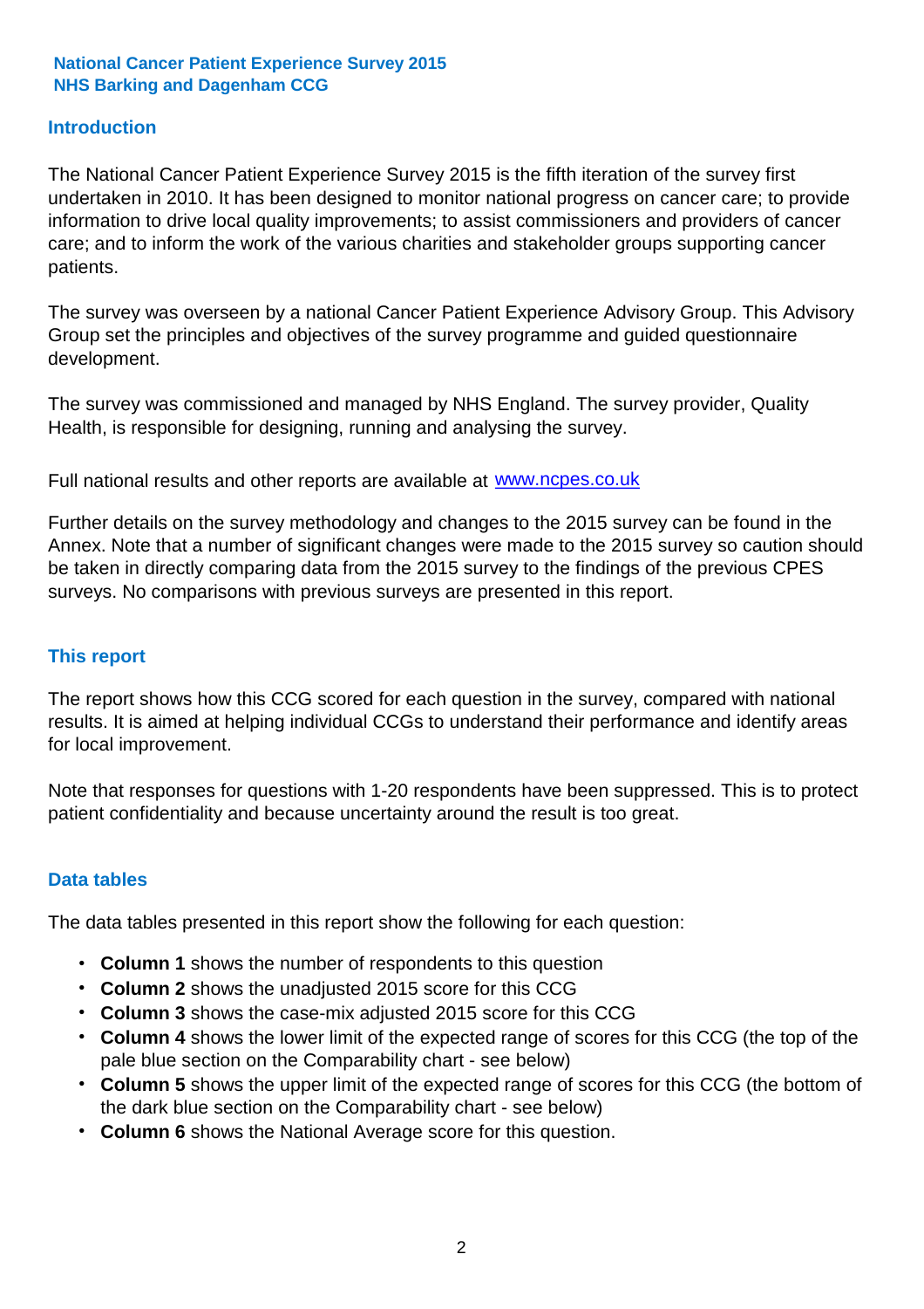**National Cancer Patient Experience Survey 2015**
**NHS Barking and Dagenham CCG**

## Introduction

The National Cancer Patient Experience Survey 2015 is the fifth iteration of the survey first undertaken in 2010. It has been designed to monitor national progress on cancer care; to provide information to drive local quality improvements; to assist commissioners and providers of cancer care; and to inform the work of the various charities and stakeholder groups supporting cancer patients.

The survey was overseen by a national Cancer Patient Experience Advisory Group. This Advisory Group set the principles and objectives of the survey programme and guided questionnaire development.

The survey was commissioned and managed by NHS England. The survey provider, Quality Health, is responsible for designing, running and analysing the survey.

Full national results and other reports are available at [www.ncpes.co.uk](http://www.ncpes.co.uk)

Further details on the survey methodology and changes to the 2015 survey can be found in the Annex. Note that a number of significant changes were made to the 2015 survey so caution should be taken in directly comparing data from the 2015 survey to the findings of the previous CPES surveys. No comparisons with previous surveys are presented in this report.

## This report

The report shows how this CCG scored for each question in the survey, compared with national results. It is aimed at helping individual CCGs to understand their performance and identify areas for local improvement.

Note that responses for questions with 1-20 respondents have been suppressed. This is to protect patient confidentiality and because uncertainty around the result is too great.

## Data tables

The data tables presented in this report show the following for each question:

- **Column 1** shows the number of respondents to this question
- **Column 2** shows the unadjusted 2015 score for this CCG
- **Column 3** shows the case-mix adjusted 2015 score for this CCG
- **Column 4** shows the lower limit of the expected range of scores for this CCG (the top of the pale blue section on the Comparability chart - see below)
- **Column 5** shows the upper limit of the expected range of scores for this CCG (the bottom of the dark blue section on the Comparability chart - see below)
- **Column 6** shows the National Average score for this question.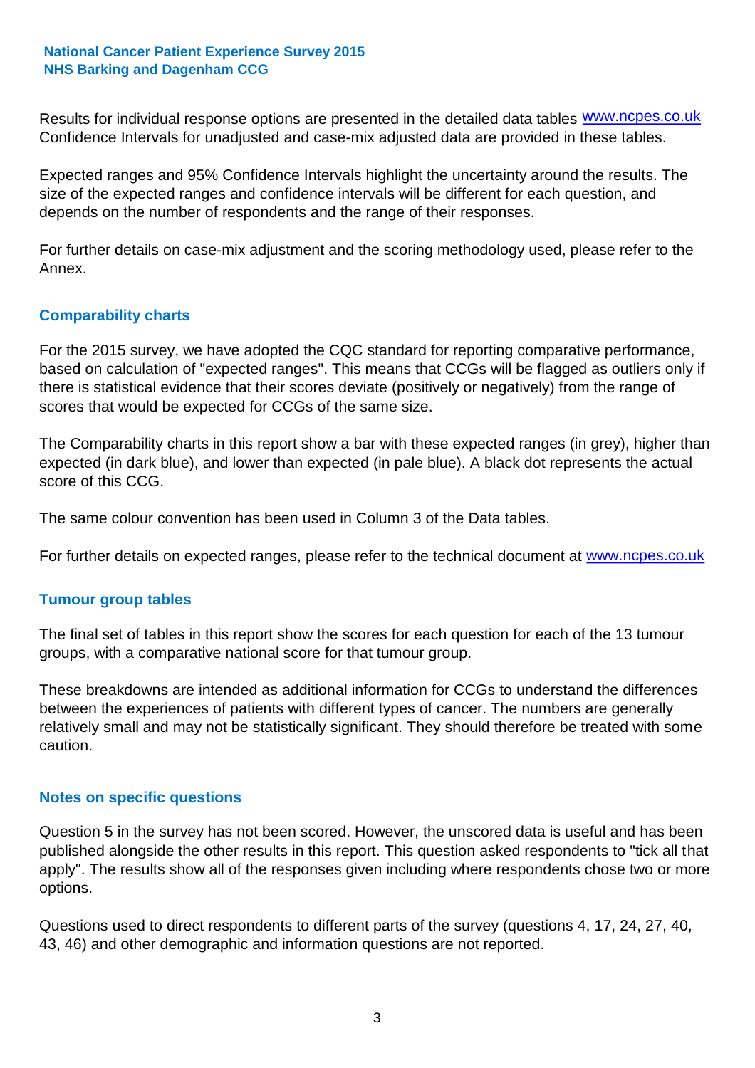Results for individual response options are presented in the detailed data tables www.ncpes.co.uk Confidence Intervals for unadjusted and case-mix adjusted data are provided in these tables.

Expected ranges and 95% Confidence Intervals highlight the uncertainty around the results. The size of the expected ranges and confidence intervals will be different for each question, and depends on the number of respondents and the range of their responses.

For further details on case-mix adjustment and the scoring methodology used, please refer to the Annex.

## Comparability charts

For the 2015 survey, we have adopted the CQC standard for reporting comparative performance, based on calculation of "expected ranges". This means that CCGs will be flagged as outliers only if there is statistical evidence that their scores deviate (positively or negatively) from the range of scores that would be expected for CCGs of the same size.

The Comparability charts in this report show a bar with these expected ranges (in grey), higher than expected (in dark blue), and lower than expected (in pale blue). A black dot represents the actual score of this CCG.

The same colour convention has been used in Column 3 of the Data tables.

For further details on expected ranges, please refer to the technical document at www.ncpes.co.uk

## Tumour group tables

The final set of tables in this report show the scores for each question for each of the 13 tumour groups, with a comparative national score for that tumour group.

These breakdowns are intended as additional information for CCGs to understand the differences between the experiences of patients with different types of cancer. The numbers are generally relatively small and may not be statistically significant. They should therefore be treated with some caution.

## Notes on specific questions

Question 5 in the survey has not been scored. However, the unscored data is useful and has been published alongside the other results in this report. This question asked respondents to "tick all that apply". The results show all of the responses given including where respondents chose two or more options.

Questions used to direct respondents to different parts of the survey (questions 4, 17, 24, 27, 40, 43, 46) and other demographic and information questions are not reported.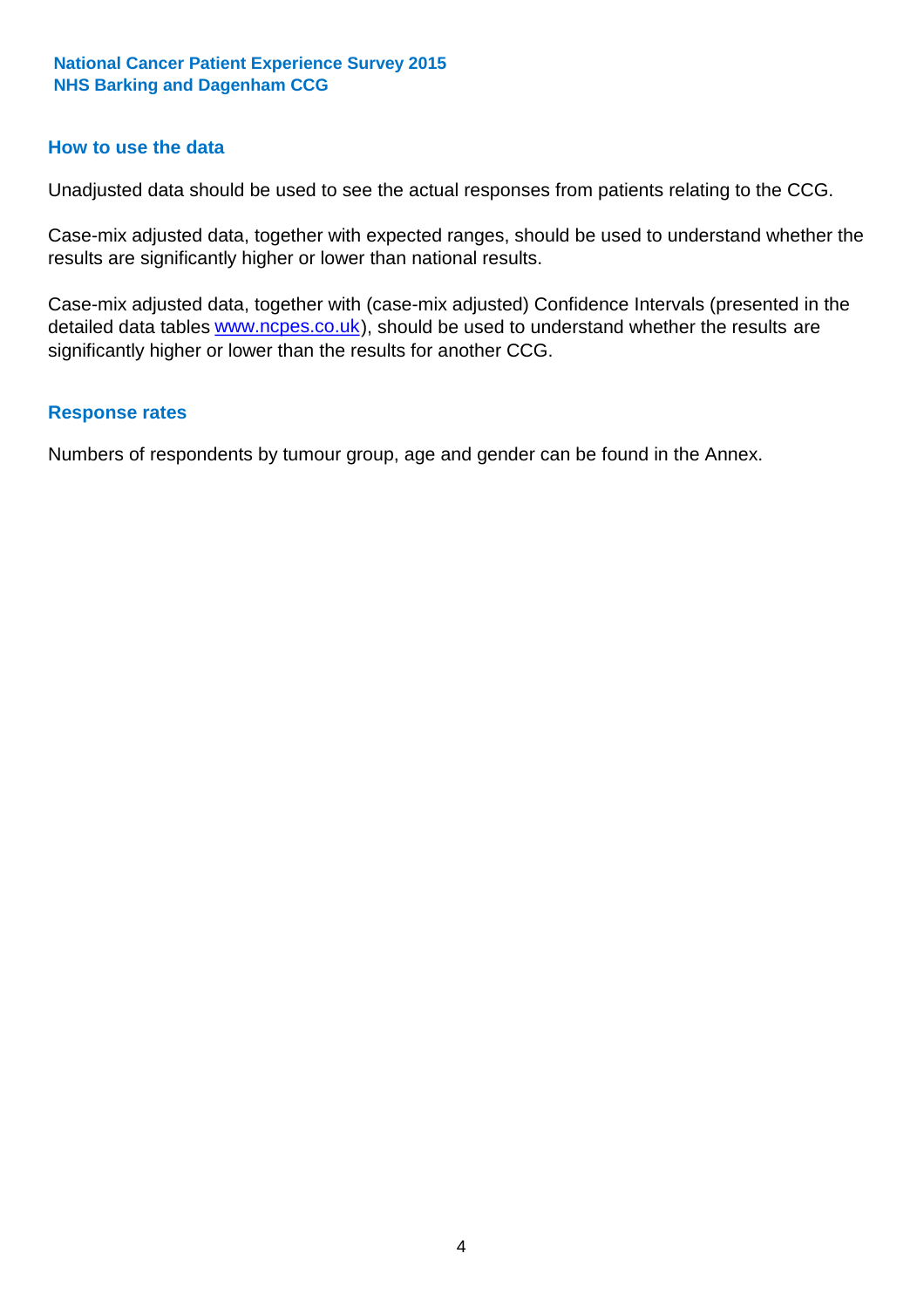## How to use the data

Unadjusted data should be used to see the actual responses from patients relating to the CCG.

Case-mix adjusted data, together with expected ranges, should be used to understand whether the results are significantly higher or lower than national results.

Case-mix adjusted data, together with (case-mix adjusted) Confidence Intervals (presented in the detailed data tables www.ncpes.co.uk), should be used to understand whether the results are significantly higher or lower than the results for another CCG.

## Response rates

Numbers of respondents by tumour group, age and gender can be found in the Annex.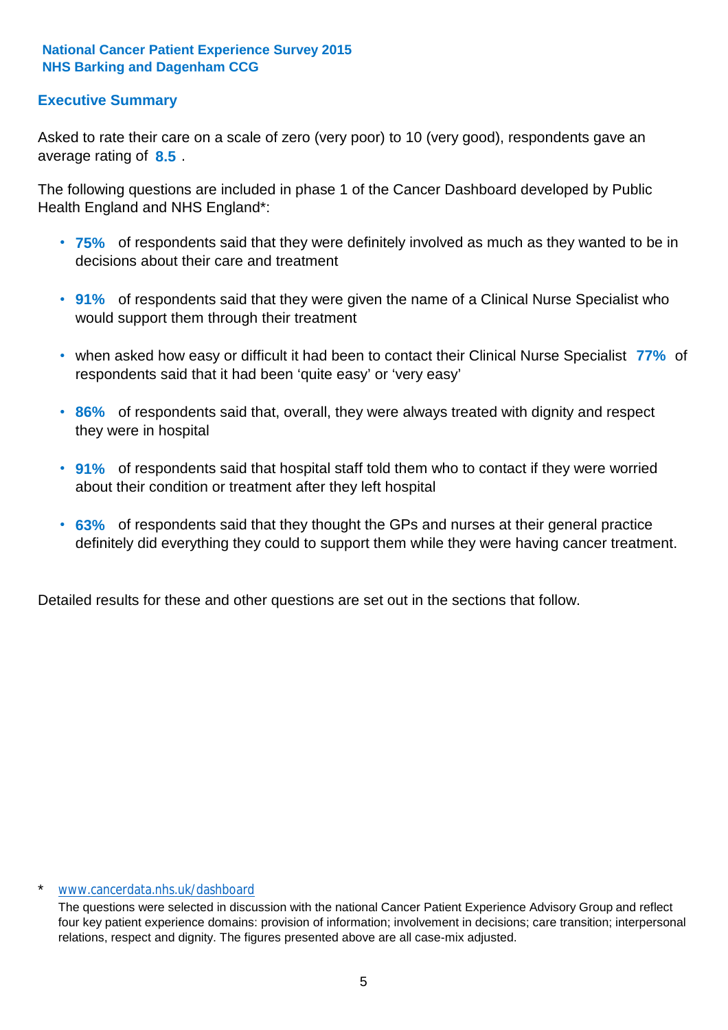**National Cancer Patient Experience Survey 2015**
**NHS Barking and Dagenham CCG**

## Executive Summary

Asked to rate their care on a scale of zero (very poor) to 10 (very good), respondents gave an average rating of **8.5** .

The following questions are included in phase 1 of the Cancer Dashboard developed by Public Health England and NHS England*:

- **75%** of respondents said that they were definitely involved as much as they wanted to be in decisions about their care and treatment
- **91%** of respondents said that they were given the name of a Clinical Nurse Specialist who would support them through their treatment
- when asked how easy or difficult it had been to contact their Clinical Nurse Specialist **77%** of respondents said that it had been 'quite easy' or 'very easy'
- **86%** of respondents said that, overall, they were always treated with dignity and respect they were in hospital
- **91%** of respondents said that hospital staff told them who to contact if they were worried about their condition or treatment after they left hospital
- **63%** of respondents said that they thought the GPs and nurses at their general practice definitely did everything they could to support them while they were having cancer treatment.

Detailed results for these and other questions are set out in the sections that follow.

\* www.cancerdata.nhs.uk/dashboard

The questions were selected in discussion with the national Cancer Patient Experience Advisory Group and reflect four key patient experience domains: provision of information; involvement in decisions; care transition; interpersonal relations, respect and dignity. The figures presented above are all case-mix adjusted.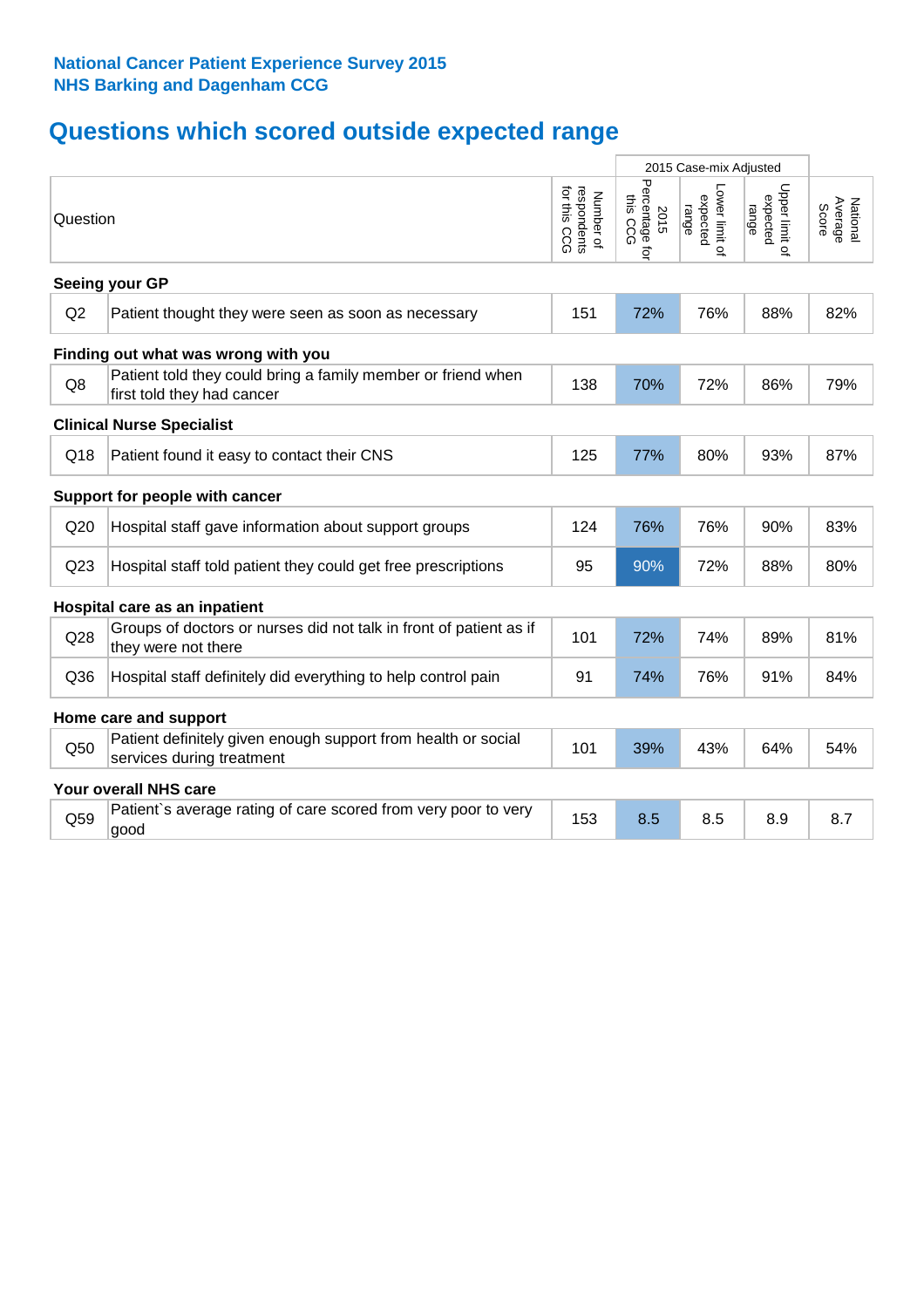**National Cancer Patient Experience Survey 2015**
**NHS Barking and Dagenham CCG**

# Questions which scored outside expected range

| | Question | Number of respondents for this CCG | 2015 Case-mix Adjusted: 2015 Percentage for this CCG | 2015 Case-mix Adjusted: Lower limit of expected range | 2015 Case-mix Adjusted: Upper limit of expected range | National Average Score |
|---|---|---|---|---|---|---|
| **Seeing your GP** | | | | | | |
| Q2 | Patient thought they were seen as soon as necessary | 151 | 72% | 76% | 88% | 82% |
| **Finding out what was wrong with you** | | | | | | |
| Q8 | Patient told they could bring a family member or friend when first told they had cancer | 138 | 70% | 72% | 86% | 79% |
| **Clinical Nurse Specialist** | | | | | | |
| Q18 | Patient found it easy to contact their CNS | 125 | 77% | 80% | 93% | 87% |
| **Support for people with cancer** | | | | | | |
| Q20 | Hospital staff gave information about support groups | 124 | 76% | 76% | 90% | 83% |
| Q23 | Hospital staff told patient they could get free prescriptions | 95 | 90% | 72% | 88% | 80% |
| **Hospital care as an inpatient** | | | | | | |
| Q28 | Groups of doctors or nurses did not talk in front of patient as if they were not there | 101 | 72% | 74% | 89% | 81% |
| Q36 | Hospital staff definitely did everything to help control pain | 91 | 74% | 76% | 91% | 84% |
| **Home care and support** | | | | | | |
| Q50 | Patient definitely given enough support from health or social services during treatment | 101 | 39% | 43% | 64% | 54% |
| **Your overall NHS care** | | | | | | |
| Q59 | Patient`s average rating of care scored from very poor to very good | 153 | 8.5 | 8.5 | 8.9 | 8.7 |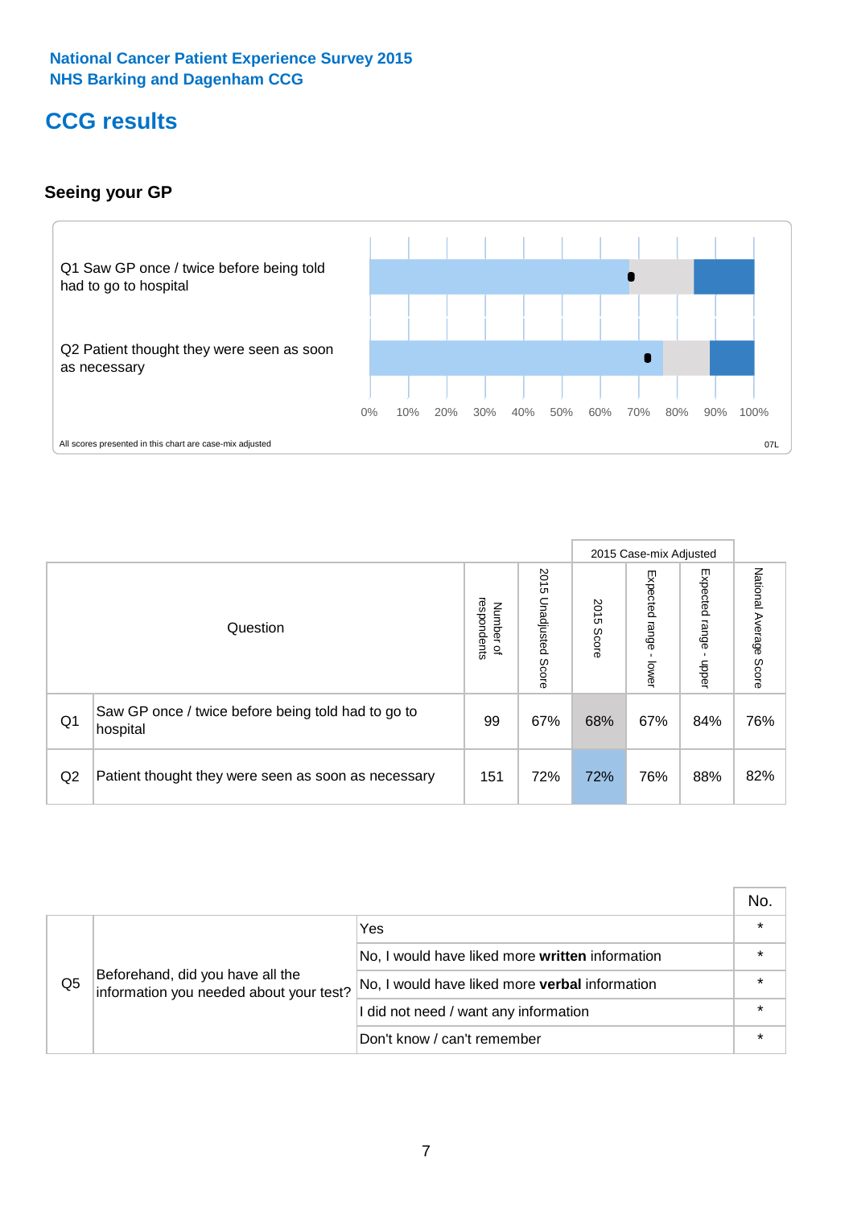National Cancer Patient Experience Survey 2015
NHS Barking and Dagenham CCG

# CCG results

## Seeing your GP

Q1 Saw GP once / twice before being told had to go to hospital

Q2 Patient thought they were seen as soon as necessary

0% 10% 20% 30% 40% 50% 60% 70% 80% 90% 100%

All scores presented in this chart are case-mix adjusted

07L

| | Question | Number of respondents | 2015 Unadjusted Score | 2015 Case-mix Adjusted: 2015 Score | 2015 Case-mix Adjusted: Expected range - lower | 2015 Case-mix Adjusted: Expected range - upper | National Average Score |
|---|---|---|---|---|---|---|---|
| Q1 | Saw GP once / twice before being told had to go to hospital | 99 | 67% | 68% | 67% | 84% | 76% |
| Q2 | Patient thought they were seen as soon as necessary | 151 | 72% | 72% | 76% | 88% | 82% |

| | | | No. |
|---|---|---|---|
| Q5 | Beforehand, did you have all the information you needed about your test? | Yes | * |
| | | No, I would have liked more **written** information | * |
| | | No, I would have liked more **verbal** information | * |
| | | I did not need / want any information | * |
| | | Don't know / can't remember | * |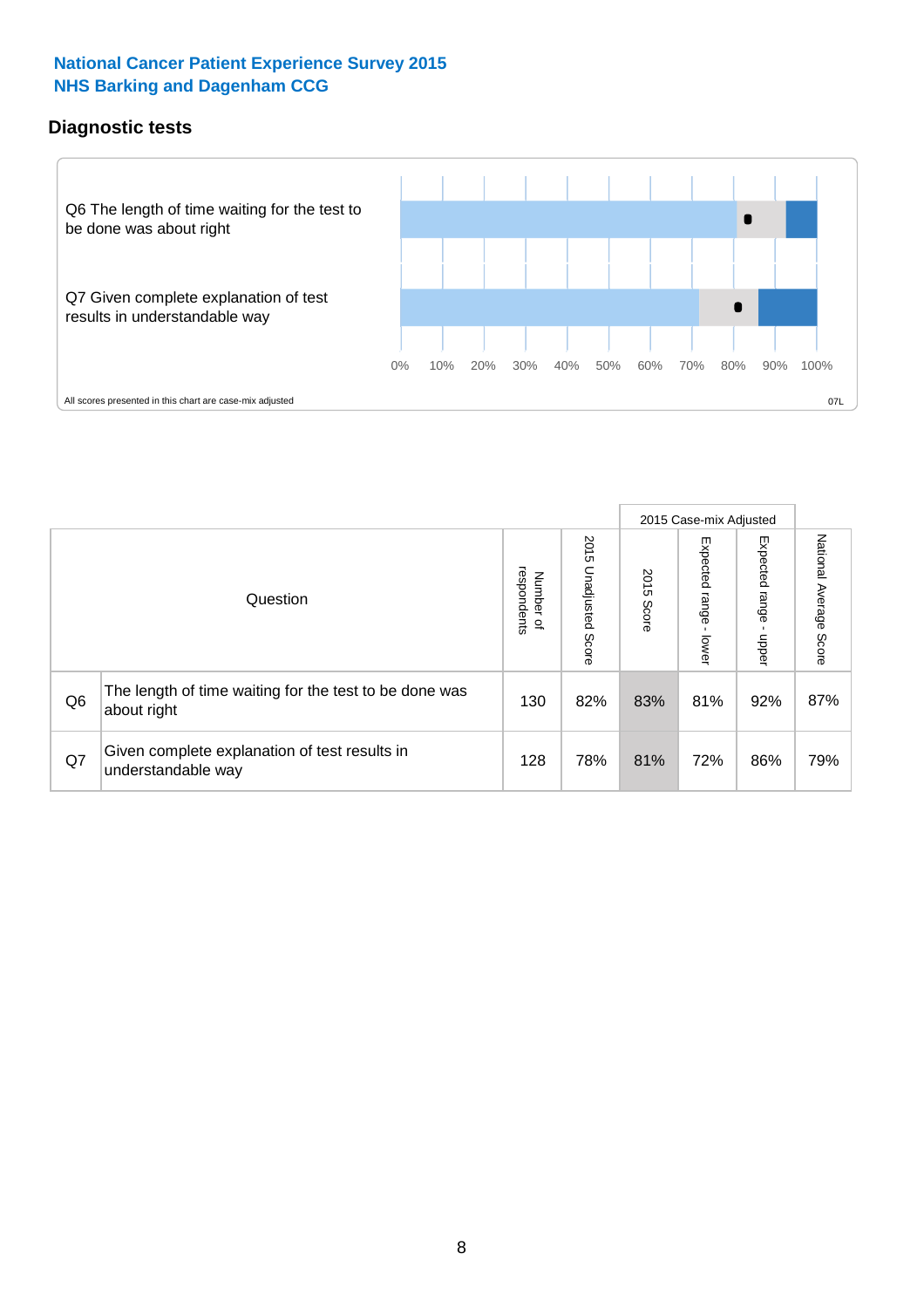**National Cancer Patient Experience Survey 2015**
**NHS Barking and Dagenham CCG**

## Diagnostic tests

Q6 The length of time waiting for the test to be done was about right

Q7 Given complete explanation of test results in understandable way

0% 10% 20% 30% 40% 50% 60% 70% 80% 90% 100%

All scores presented in this chart are case-mix adjusted

07L

| | Question | Number of respondents | 2015 Unadjusted Score | 2015 Case-mix Adjusted 2015 Score | 2015 Case-mix Adjusted Expected range - lower | 2015 Case-mix Adjusted Expected range - upper | National Average Score |
|---|---|---|---|---|---|---|---|
| Q6 | The length of time waiting for the test to be done was about right | 130 | 82% | 83% | 81% | 92% | 87% |
| Q7 | Given complete explanation of test results in understandable way | 128 | 78% | 81% | 72% | 86% | 79% |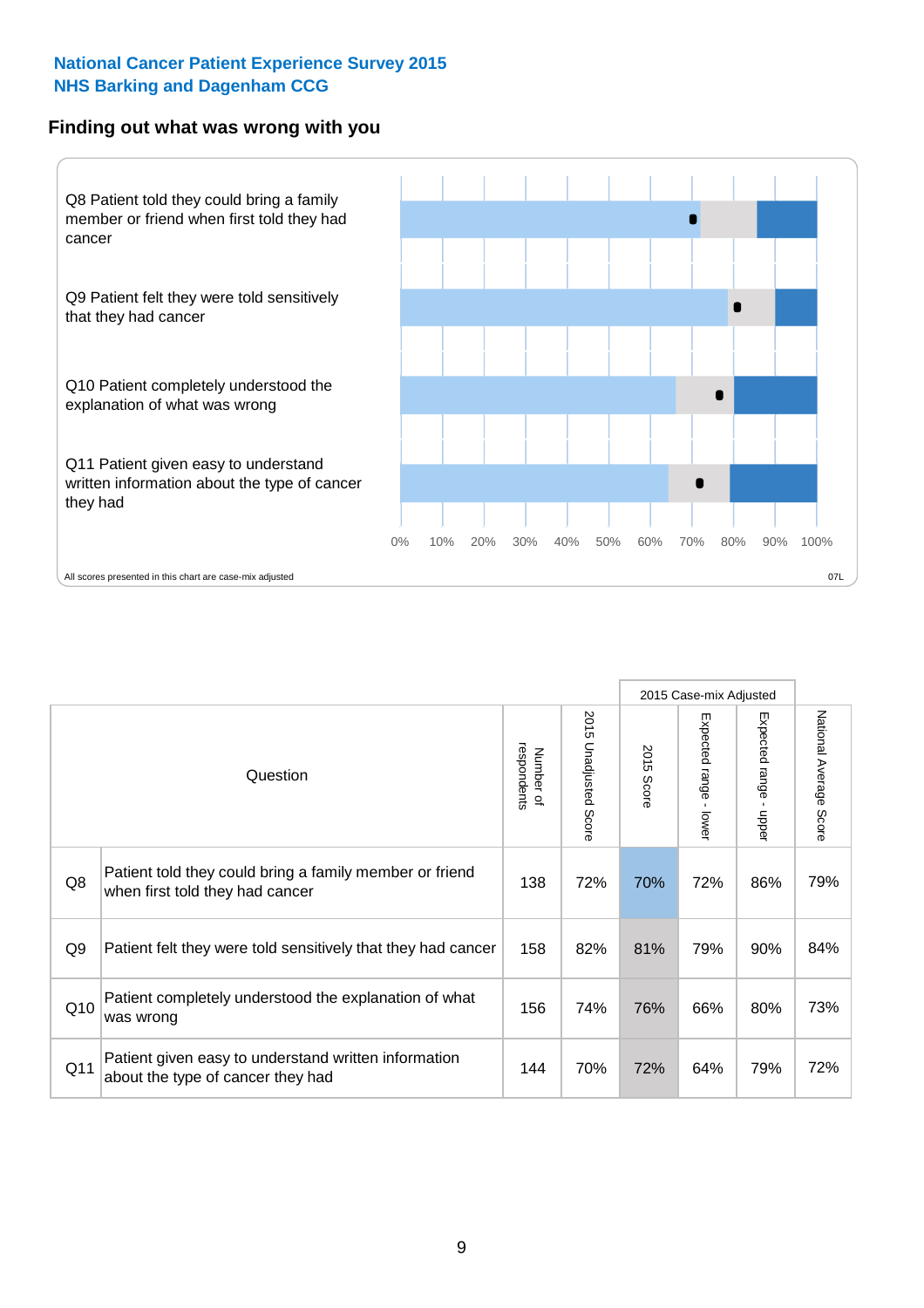National Cancer Patient Experience Survey 2015
NHS Barking and Dagenham CCG

## Finding out what was wrong with you

Q8 Patient told they could bring a family member or friend when first told they had cancer

Q9 Patient felt they were told sensitively that they had cancer

Q10 Patient completely understood the explanation of what was wrong

Q11 Patient given easy to understand written information about the type of cancer they had

0% 10% 20% 30% 40% 50% 60% 70% 80% 90% 100%

All scores presented in this chart are case-mix adjusted

07L

| | Question | Number of respondents | 2015 Unadjusted Score | 2015 Case-mix Adjusted: 2015 Score | 2015 Case-mix Adjusted: Expected range - lower | 2015 Case-mix Adjusted: Expected range - upper | National Average Score |
|---|---|---|---|---|---|---|---|
| Q8 | Patient told they could bring a family member or friend when first told they had cancer | 138 | 72% | 70% | 72% | 86% | 79% |
| Q9 | Patient felt they were told sensitively that they had cancer | 158 | 82% | 81% | 79% | 90% | 84% |
| Q10 | Patient completely understood the explanation of what was wrong | 156 | 74% | 76% | 66% | 80% | 73% |
| Q11 | Patient given easy to understand written information about the type of cancer they had | 144 | 70% | 72% | 64% | 79% | 72% |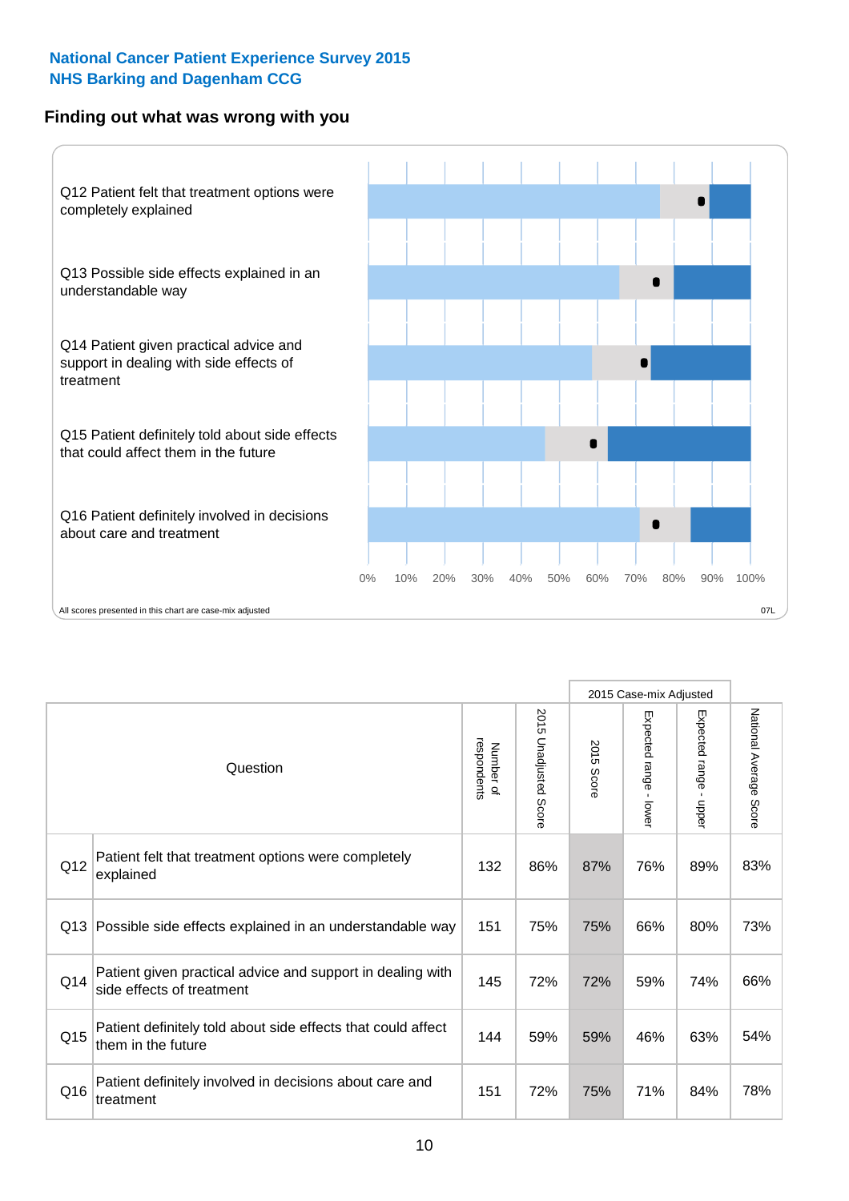**National Cancer Patient Experience Survey 2015**
**NHS Barking and Dagenham CCG**

## Finding out what was wrong with you

Q12 Patient felt that treatment options were completely explained

Q13 Possible side effects explained in an understandable way

Q14 Patient given practical advice and support in dealing with side effects of treatment

Q15 Patient definitely told about side effects that could affect them in the future

Q16 Patient definitely involved in decisions about care and treatment

0% 10% 20% 30% 40% 50% 60% 70% 80% 90% 100%

All scores presented in this chart are case-mix adjusted

07L

| | Question | Number of respondents | 2015 Unadjusted Score | 2015 Case-mix Adjusted: 2015 Score | 2015 Case-mix Adjusted: Expected range - lower | 2015 Case-mix Adjusted: Expected range - upper | National Average Score |
|---|---|---|---|---|---|---|---|
| Q12 | Patient felt that treatment options were completely explained | 132 | 86% | 87% | 76% | 89% | 83% |
| Q13 | Possible side effects explained in an understandable way | 151 | 75% | 75% | 66% | 80% | 73% |
| Q14 | Patient given practical advice and support in dealing with side effects of treatment | 145 | 72% | 72% | 59% | 74% | 66% |
| Q15 | Patient definitely told about side effects that could affect them in the future | 144 | 59% | 59% | 46% | 63% | 54% |
| Q16 | Patient definitely involved in decisions about care and treatment | 151 | 72% | 75% | 71% | 84% | 78% |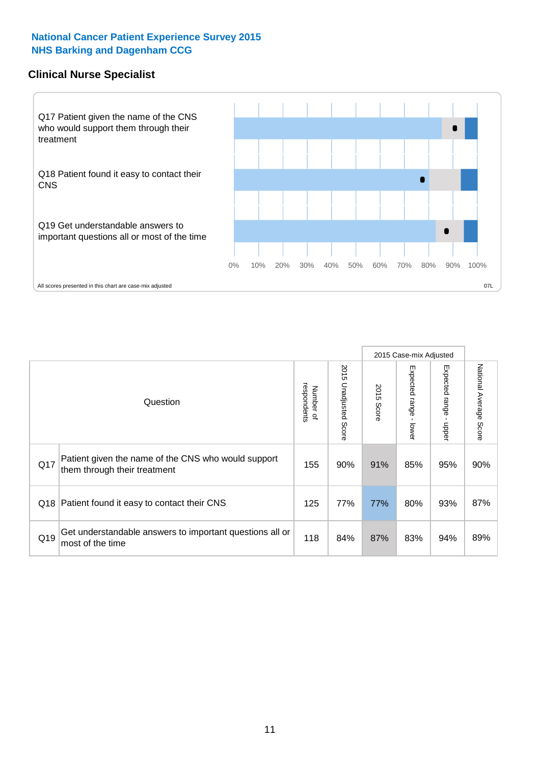**National Cancer Patient Experience Survey 2015**
**NHS Barking and Dagenham CCG**

## Clinical Nurse Specialist

Q17 Patient given the name of the CNS who would support them through their treatment

Q18 Patient found it easy to contact their CNS

Q19 Get understandable answers to important questions all or most of the time

0% 10% 20% 30% 40% 50% 60% 70% 80% 90% 100%

All scores presented in this chart are case-mix adjusted

07L

| Question | | Number of respondents | 2015 Unadjusted Score | 2015 Case-mix Adjusted | | | National Average Score |
|---|---|---|---|---|---|---|---|
| | | | | 2015 Score | Expected range - lower | Expected range - upper | |
| Q17 | Patient given the name of the CNS who would support them through their treatment | 155 | 90% | 91% | 85% | 95% | 90% |
| Q18 | Patient found it easy to contact their CNS | 125 | 77% | 77% | 80% | 93% | 87% |
| Q19 | Get understandable answers to important questions all or most of the time | 118 | 84% | 87% | 83% | 94% | 89% |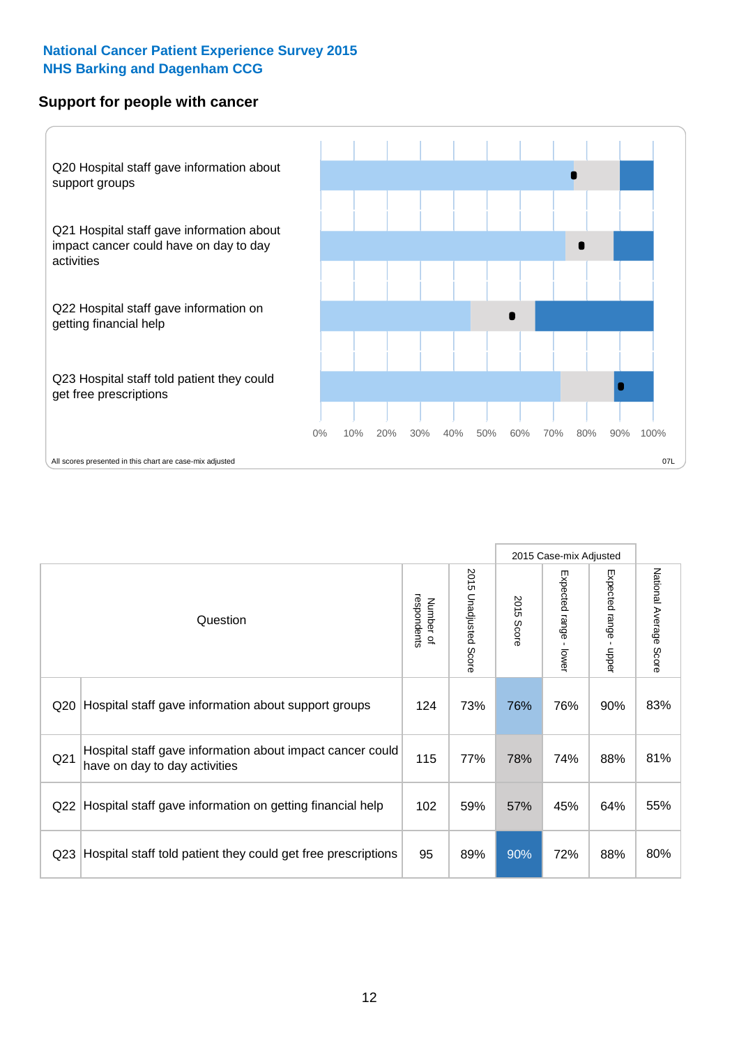**National Cancer Patient Experience Survey 2015**
**NHS Barking and Dagenham CCG**

## Support for people with cancer

Q20 Hospital staff gave information about support groups

Q21 Hospital staff gave information about impact cancer could have on day to day activities

Q22 Hospital staff gave information on getting financial help

Q23 Hospital staff told patient they could get free prescriptions

0% 10% 20% 30% 40% 50% 60% 70% 80% 90% 100%

All scores presented in this chart are case-mix adjusted

07L

| Question | | Number of respondents | 2015 Unadjusted Score | 2015 Case-mix Adjusted | | | National Average Score |
|---|---|---|---|---|---|---|---|
| | | | | 2015 Score | Expected range - lower | Expected range - upper | |
| Q20 | Hospital staff gave information about support groups | 124 | 73% | 76% | 76% | 90% | 83% |
| Q21 | Hospital staff gave information about impact cancer could have on day to day activities | 115 | 77% | 78% | 74% | 88% | 81% |
| Q22 | Hospital staff gave information on getting financial help | 102 | 59% | 57% | 45% | 64% | 55% |
| Q23 | Hospital staff told patient they could get free prescriptions | 95 | 89% | 90% | 72% | 88% | 80% |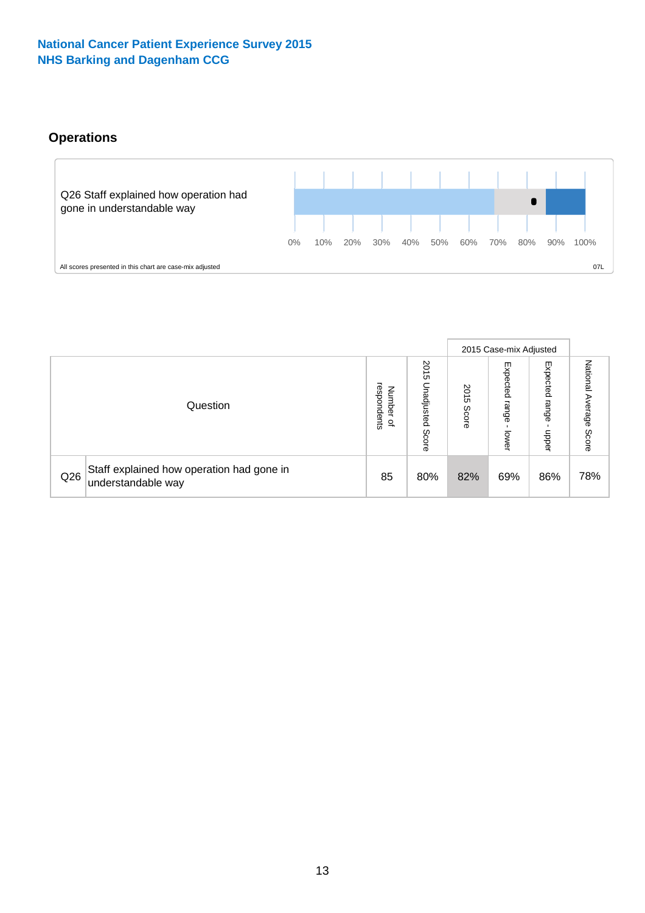National Cancer Patient Experience Survey 2015
NHS Barking and Dagenham CCG

## Operations

Q26 Staff explained how operation had gone in understandable way

0% 10% 20% 30% 40% 50% 60% 70% 80% 90% 100%

All scores presented in this chart are case-mix adjusted

07L

| | Question | Number of respondents | 2015 Unadjusted Score | 2015 Case-mix Adjusted | | | National Average Score |
|---|---|---|---|---|---|---|---|
| | | | | 2015 Score | Expected range - lower | Expected range - upper | |
| Q26 | Staff explained how operation had gone in understandable way | 85 | 80% | 82% | 69% | 86% | 78% |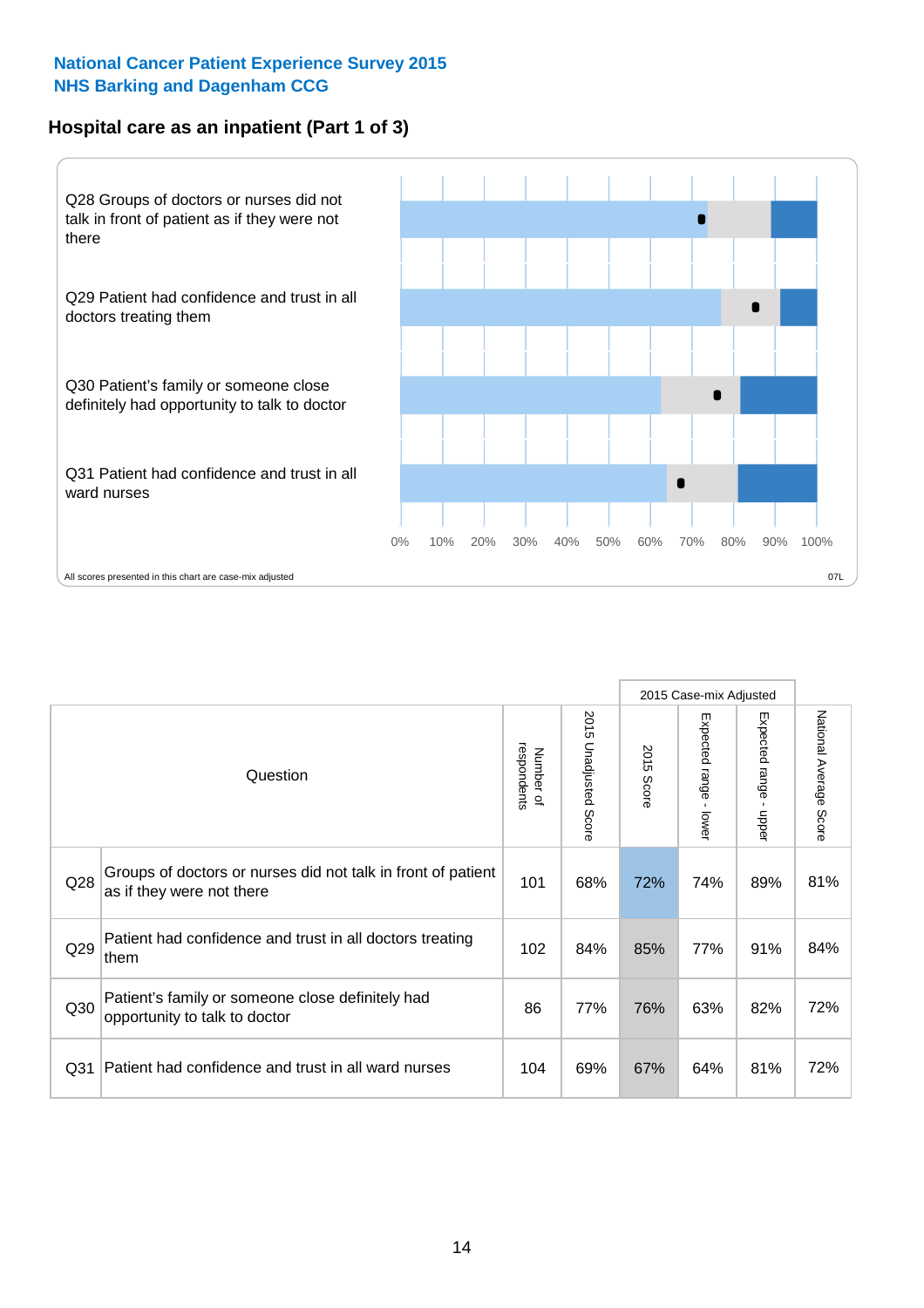# National Cancer Patient Experience Survey 2015
## NHS Barking and Dagenham CCG

### Hospital care as an inpatient (Part 1 of 3)

Q28 Groups of doctors or nurses did not talk in front of patient as if they were not there

Q29 Patient had confidence and trust in all doctors treating them

Q30 Patient's family or someone close definitely had opportunity to talk to doctor

Q31 Patient had confidence and trust in all ward nurses

0% 10% 20% 30% 40% 50% 60% 70% 80% 90% 100%

All scores presented in this chart are case-mix adjusted

07L

| Question | | Number of respondents | 2015 Unadjusted Score | 2015 Case-mix Adjusted | | | National Average Score |
|---|---|---|---|---|---|---|---|
| | | | | 2015 Score | Expected range - lower | Expected range - upper | |
| Q28 | Groups of doctors or nurses did not talk in front of patient as if they were not there | 101 | 68% | 72% | 74% | 89% | 81% |
| Q29 | Patient had confidence and trust in all doctors treating them | 102 | 84% | 85% | 77% | 91% | 84% |
| Q30 | Patient's family or someone close definitely had opportunity to talk to doctor | 86 | 77% | 76% | 63% | 82% | 72% |
| Q31 | Patient had confidence and trust in all ward nurses | 104 | 69% | 67% | 64% | 81% | 72% |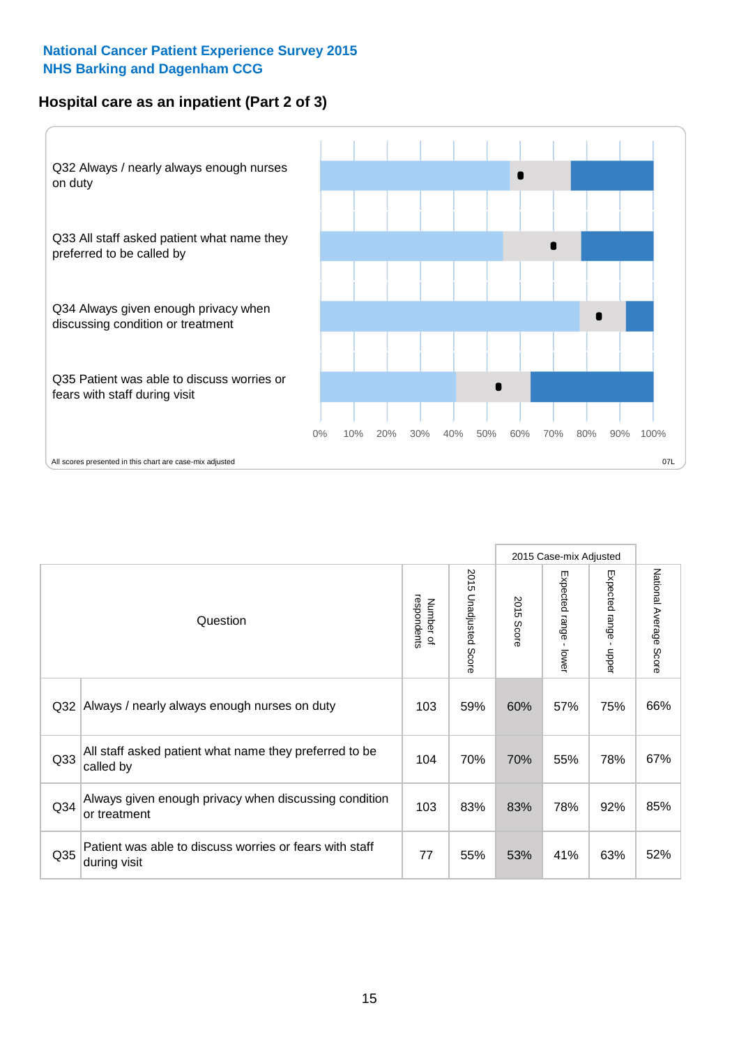**National Cancer Patient Experience Survey 2015**
**NHS Barking and Dagenham CCG**

## Hospital care as an inpatient (Part 2 of 3)

Q32 Always / nearly always enough nurses on duty

Q33 All staff asked patient what name they preferred to be called by

Q34 Always given enough privacy when discussing condition or treatment

Q35 Patient was able to discuss worries or fears with staff during visit

0% 10% 20% 30% 40% 50% 60% 70% 80% 90% 100%

All scores presented in this chart are case-mix adjusted

07L

| | Question | Number of respondents | 2015 Unadjusted Score | 2015 Case-mix Adjusted 2015 Score | 2015 Case-mix Adjusted Expected range - lower | 2015 Case-mix Adjusted Expected range - upper | National Average Score |
|---|---|---|---|---|---|---|---|
| Q32 | Always / nearly always enough nurses on duty | 103 | 59% | 60% | 57% | 75% | 66% |
| Q33 | All staff asked patient what name they preferred to be called by | 104 | 70% | 70% | 55% | 78% | 67% |
| Q34 | Always given enough privacy when discussing condition or treatment | 103 | 83% | 83% | 78% | 92% | 85% |
| Q35 | Patient was able to discuss worries or fears with staff during visit | 77 | 55% | 53% | 41% | 63% | 52% |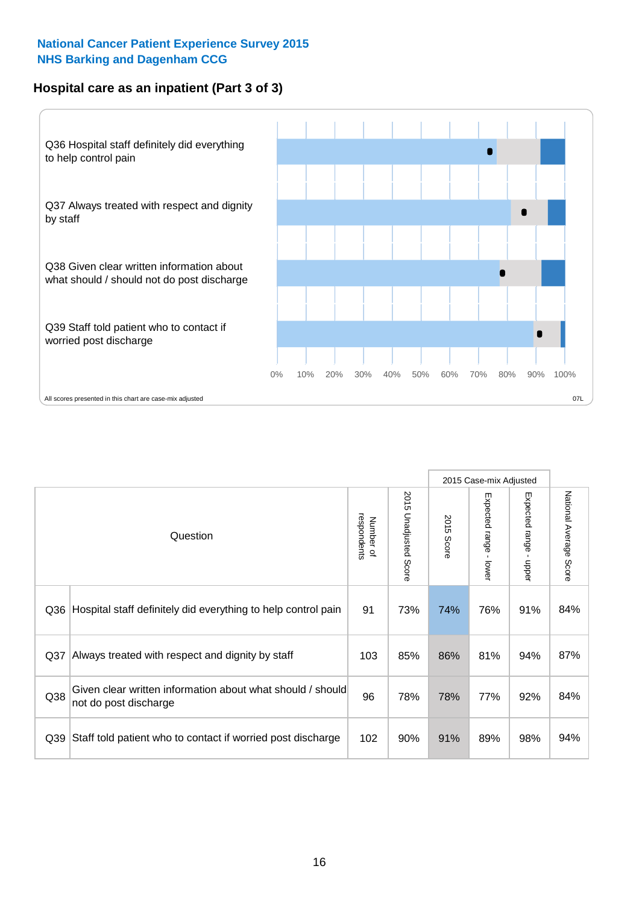**National Cancer Patient Experience Survey 2015**
**NHS Barking and Dagenham CCG**

## Hospital care as an inpatient (Part 3 of 3)

Q36 Hospital staff definitely did everything to help control pain

Q37 Always treated with respect and dignity by staff

Q38 Given clear written information about what should / should not do post discharge

Q39 Staff told patient who to contact if worried post discharge

0% 10% 20% 30% 40% 50% 60% 70% 80% 90% 100%

All scores presented in this chart are case-mix adjusted

07L

| | Question | Number of respondents | 2015 Unadjusted Score | 2015 Case-mix Adjusted: 2015 Score | 2015 Case-mix Adjusted: Expected range - lower | 2015 Case-mix Adjusted: Expected range - upper | National Average Score |
|---|---|---|---|---|---|---|---|
| Q36 | Hospital staff definitely did everything to help control pain | 91 | 73% | 74% | 76% | 91% | 84% |
| Q37 | Always treated with respect and dignity by staff | 103 | 85% | 86% | 81% | 94% | 87% |
| Q38 | Given clear written information about what should / should not do post discharge | 96 | 78% | 78% | 77% | 92% | 84% |
| Q39 | Staff told patient who to contact if worried post discharge | 102 | 90% | 91% | 89% | 98% | 94% |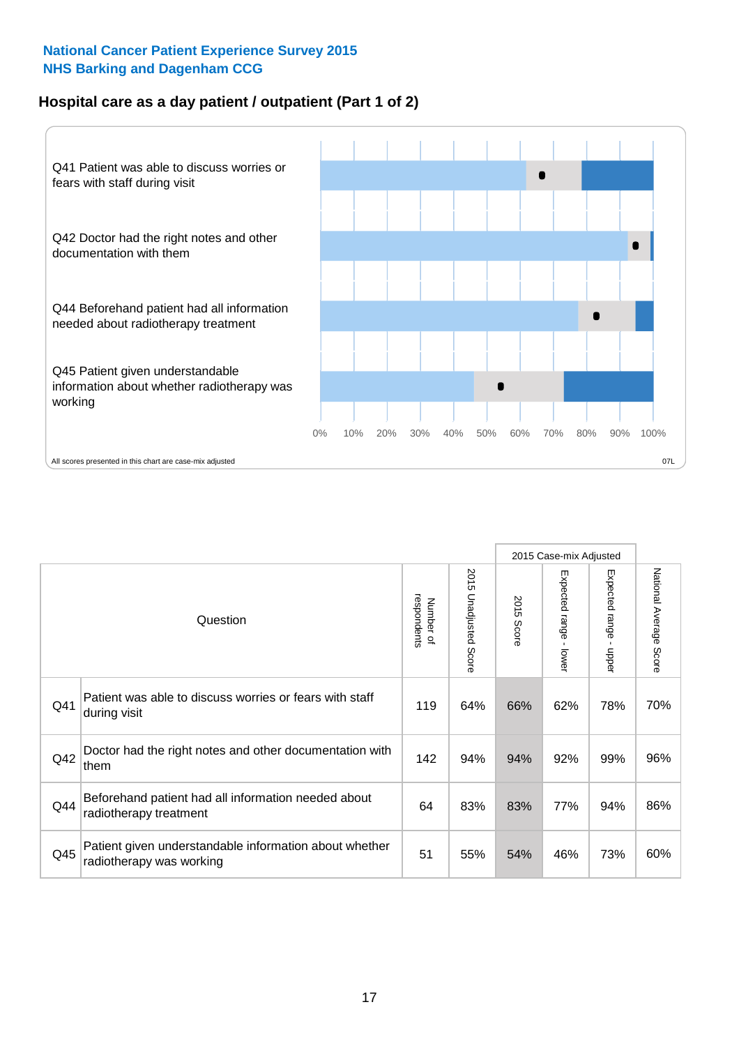National Cancer Patient Experience Survey 2015
NHS Barking and Dagenham CCG

## Hospital care as a day patient / outpatient (Part 1 of 2)

Q41 Patient was able to discuss worries or fears with staff during visit

Q42 Doctor had the right notes and other documentation with them

Q44 Beforehand patient had all information needed about radiotherapy treatment

Q45 Patient given understandable information about whether radiotherapy was working

0% 10% 20% 30% 40% 50% 60% 70% 80% 90% 100%

All scores presented in this chart are case-mix adjusted

07L

| | Question | Number of respondents | 2015 Unadjusted Score | 2015 Case-mix Adjusted | | | National Average Score |
|---|---|---|---|---|---|---|---|
| | | | | 2015 Score | Expected range - lower | Expected range - upper | |
| Q41 | Patient was able to discuss worries or fears with staff during visit | 119 | 64% | 66% | 62% | 78% | 70% |
| Q42 | Doctor had the right notes and other documentation with them | 142 | 94% | 94% | 92% | 99% | 96% |
| Q44 | Beforehand patient had all information needed about radiotherapy treatment | 64 | 83% | 83% | 77% | 94% | 86% |
| Q45 | Patient given understandable information about whether radiotherapy was working | 51 | 55% | 54% | 46% | 73% | 60% |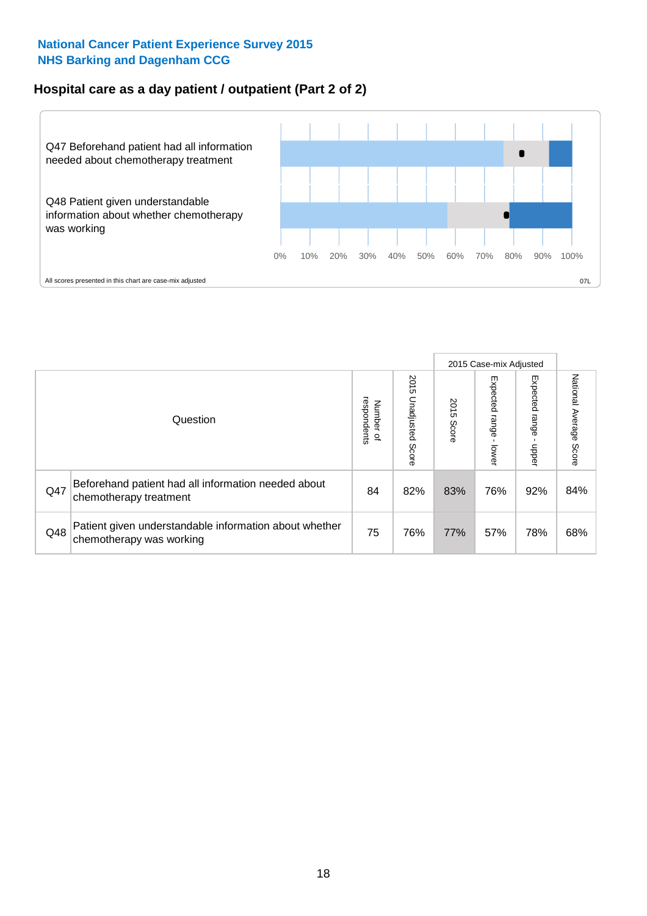## National Cancer Patient Experience Survey 2015
## NHS Barking and Dagenham CCG

### Hospital care as a day patient / outpatient (Part 2 of 2)

Q47 Beforehand patient had all information needed about chemotherapy treatment

Q48 Patient given understandable information about whether chemotherapy was working

0% 10% 20% 30% 40% 50% 60% 70% 80% 90% 100%

All scores presented in this chart are case-mix adjusted

07L

| | Question | Number of respondents | 2015 Unadjusted Score | 2015 Case-mix Adjusted | | | National Average Score |
|---|---|---|---|---|---|---|---|
| | | | | 2015 Score | Expected range - lower | Expected range - upper | |
| Q47 | Beforehand patient had all information needed about chemotherapy treatment | 84 | 82% | 83% | 76% | 92% | 84% |
| Q48 | Patient given understandable information about whether chemotherapy was working | 75 | 76% | 77% | 57% | 78% | 68% |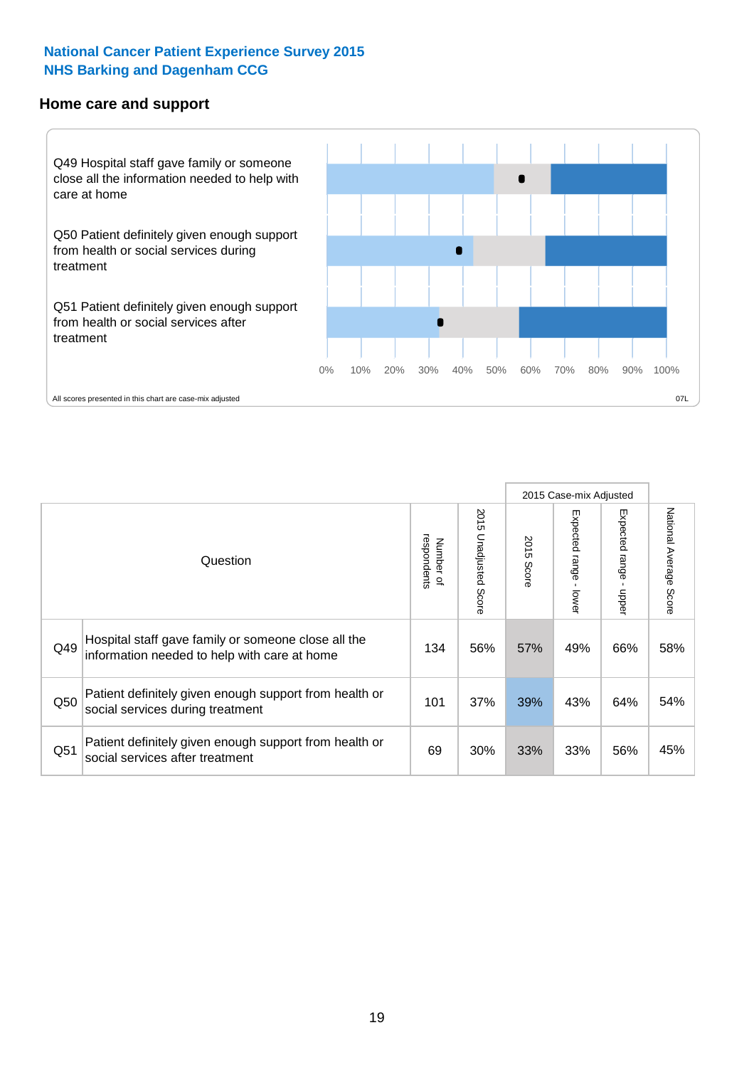National Cancer Patient Experience Survey 2015
NHS Barking and Dagenham CCG

## Home care and support

Q49 Hospital staff gave family or someone close all the information needed to help with care at home

Q50 Patient definitely given enough support from health or social services during treatment

Q51 Patient definitely given enough support from health or social services after treatment

0% 10% 20% 30% 40% 50% 60% 70% 80% 90% 100%

All scores presented in this chart are case-mix adjusted

07L

| Question | | Number of respondents | 2015 Unadjusted Score | 2015 Case-mix Adjusted: 2015 Score | 2015 Case-mix Adjusted: Expected range - lower | 2015 Case-mix Adjusted: Expected range - upper | National Average Score |
|---|---|---|---|---|---|---|---|
| Q49 | Hospital staff gave family or someone close all the information needed to help with care at home | 134 | 56% | 57% | 49% | 66% | 58% |
| Q50 | Patient definitely given enough support from health or social services during treatment | 101 | 37% | 39% | 43% | 64% | 54% |
| Q51 | Patient definitely given enough support from health or social services after treatment | 69 | 30% | 33% | 33% | 56% | 45% |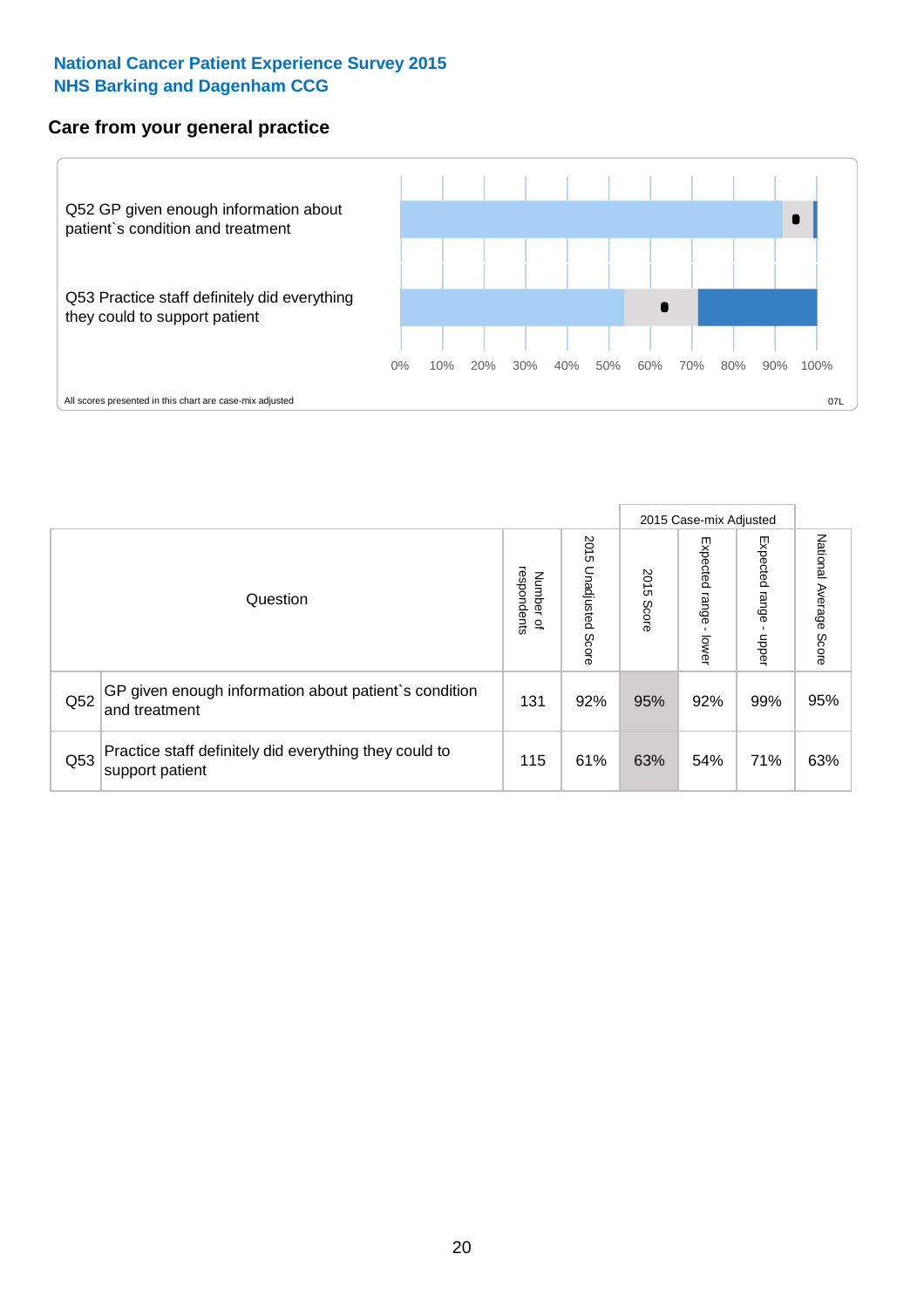**National Cancer Patient Experience Survey 2015**
**NHS Barking and Dagenham CCG**

## Care from your general practice

Q52 GP given enough information about patient`s condition and treatment

Q53 Practice staff definitely did everything they could to support patient

0% 10% 20% 30% 40% 50% 60% 70% 80% 90% 100%

All scores presented in this chart are case-mix adjusted

07L

| Question | | Number of respondents | 2015 Unadjusted Score | 2015 Case-mix Adjusted: 2015 Score | 2015 Case-mix Adjusted: Expected range - lower | 2015 Case-mix Adjusted: Expected range - upper | National Average Score |
|---|---|---|---|---|---|---|---|
| Q52 | GP given enough information about patient`s condition and treatment | 131 | 92% | 95% | 92% | 99% | 95% |
| Q53 | Practice staff definitely did everything they could to support patient | 115 | 61% | 63% | 54% | 71% | 63% |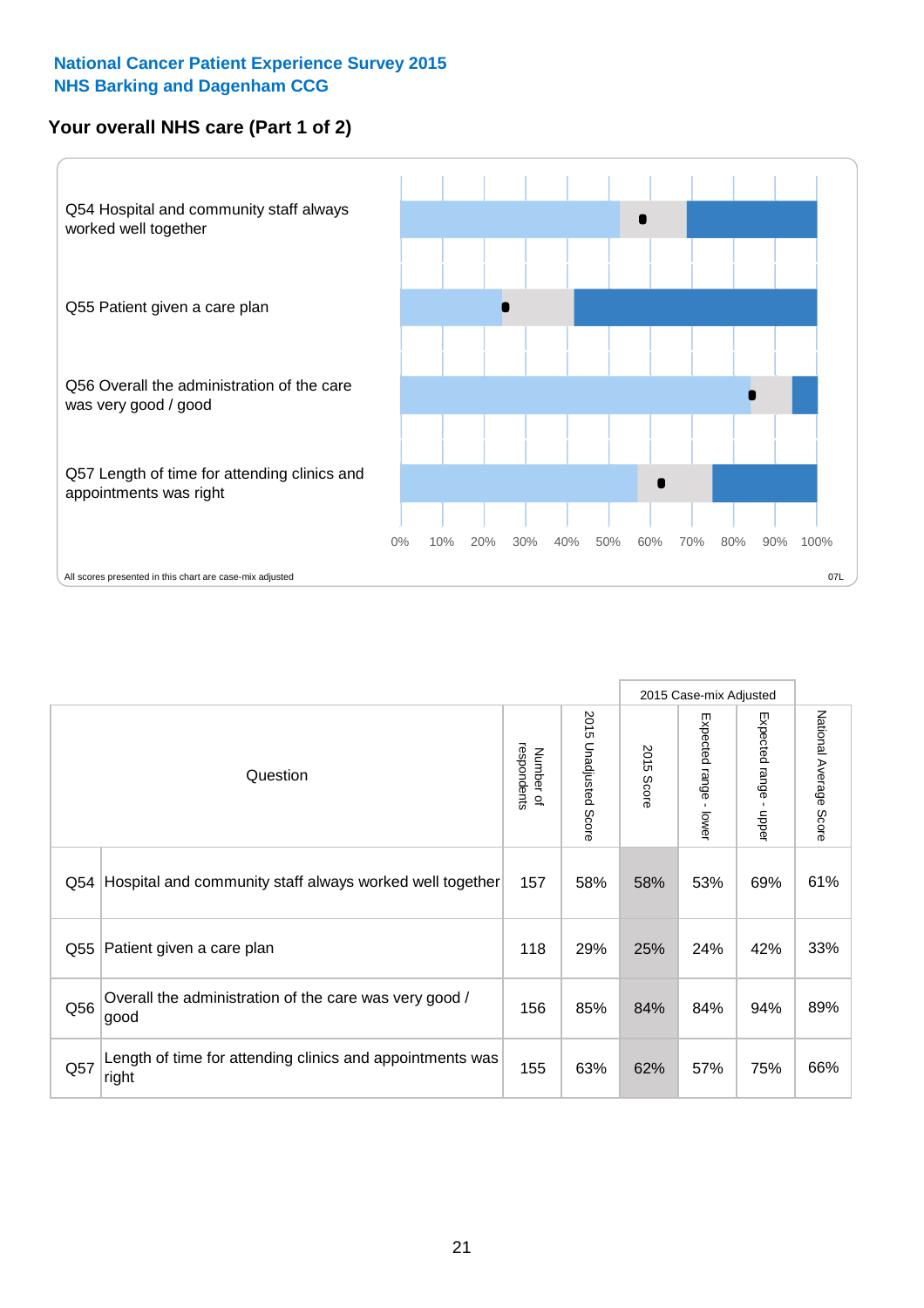**National Cancer Patient Experience Survey 2015**
**NHS Barking and Dagenham CCG**

## Your overall NHS care (Part 1 of 2)

Q54 Hospital and community staff always worked well together

Q55 Patient given a care plan

Q56 Overall the administration of the care was very good / good

Q57 Length of time for attending clinics and appointments was right

0% 10% 20% 30% 40% 50% 60% 70% 80% 90% 100%

All scores presented in this chart are case-mix adjusted

07L

| | Question | Number of respondents | 2015 Unadjusted Score | 2015 Case-mix Adjusted: 2015 Score | 2015 Case-mix Adjusted: Expected range - lower | 2015 Case-mix Adjusted: Expected range - upper | National Average Score |
|---|---|---|---|---|---|---|---|
| Q54 | Hospital and community staff always worked well together | 157 | 58% | 58% | 53% | 69% | 61% |
| Q55 | Patient given a care plan | 118 | 29% | 25% | 24% | 42% | 33% |
| Q56 | Overall the administration of the care was very good / good | 156 | 85% | 84% | 84% | 94% | 89% |
| Q57 | Length of time for attending clinics and appointments was right | 155 | 63% | 62% | 57% | 75% | 66% |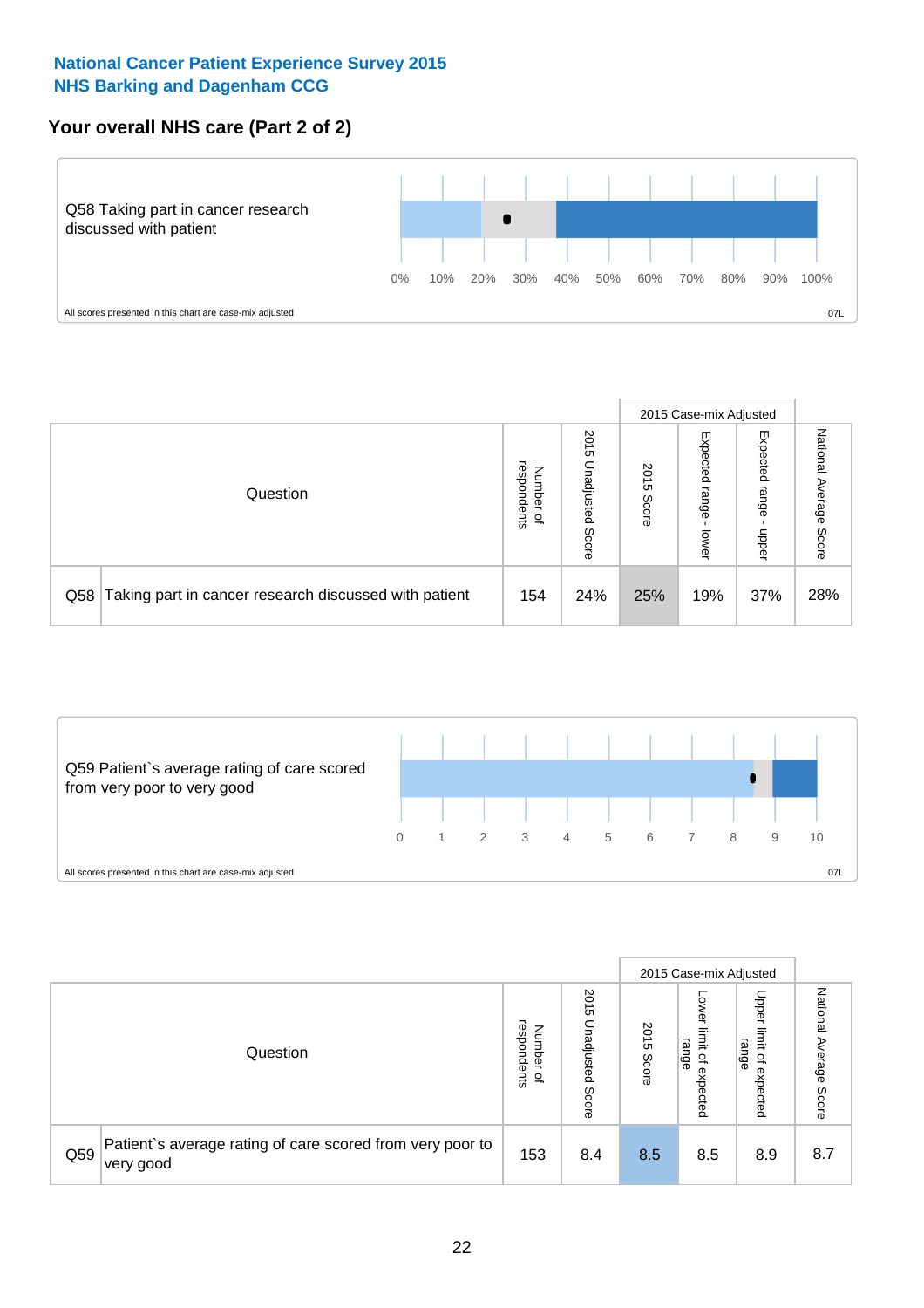**National Cancer Patient Experience Survey 2015**
**NHS Barking and Dagenham CCG**

## Your overall NHS care (Part 2 of 2)

Q58 Taking part in cancer research discussed with patient

0% 10% 20% 30% 40% 50% 60% 70% 80% 90% 100%

All scores presented in this chart are case-mix adjusted

07L

| Question | | Number of respondents | 2015 Unadjusted Score | 2015 Case-mix Adjusted | | | National Average Score |
|---|---|---|---|---|---|---|---|
| | | | | 2015 Score | Expected range - lower | Expected range - upper | |
| Q58 | Taking part in cancer research discussed with patient | 154 | 24% | 25% | 19% | 37% | 28% |

Q59 Patient`s average rating of care scored from very poor to very good

0 1 2 3 4 5 6 7 8 9 10

All scores presented in this chart are case-mix adjusted

07L

| Question | | Number of respondents | 2015 Unadjusted Score | 2015 Case-mix Adjusted | | | National Average Score |
|---|---|---|---|---|---|---|---|
| | | | | 2015 Score | Lower limit of expected range | Upper limit of expected range | |
| Q59 | Patient`s average rating of care scored from very poor to very good | 153 | 8.4 | 8.5 | 8.5 | 8.9 | 8.7 |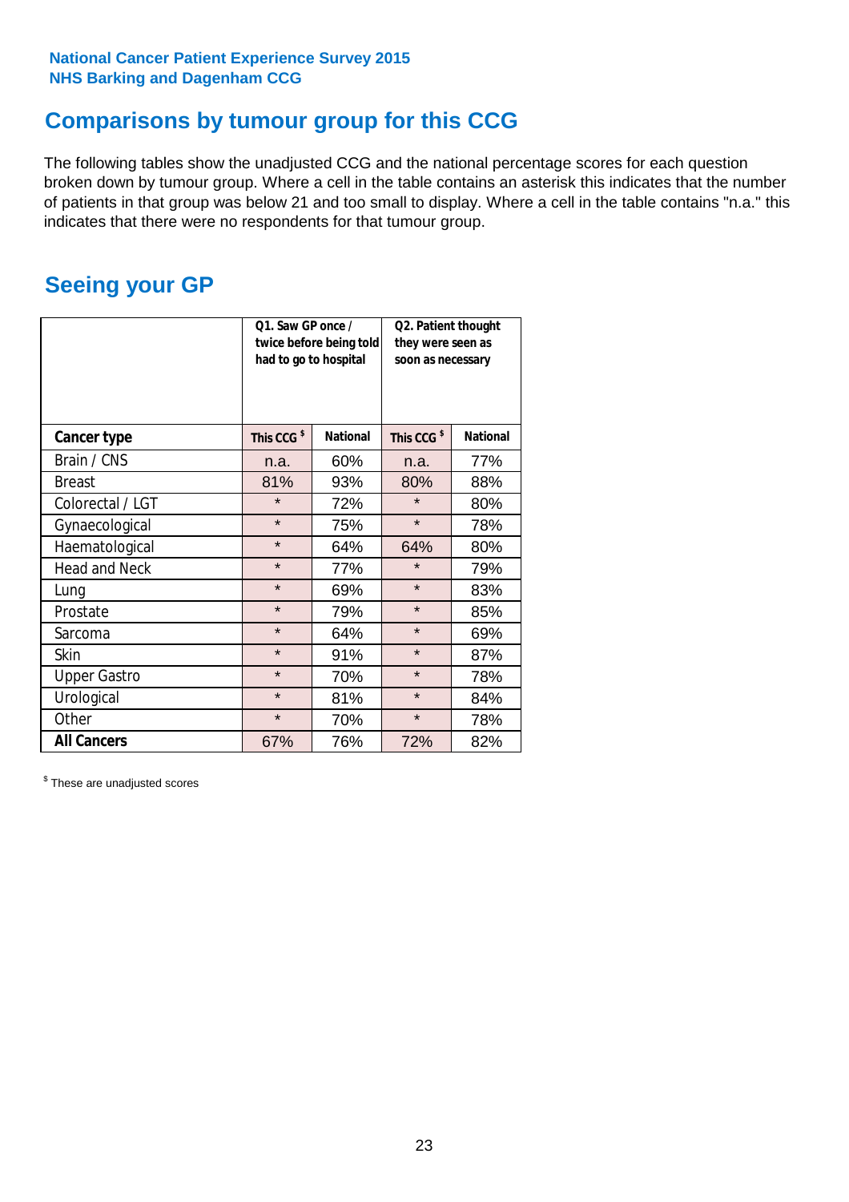National Cancer Patient Experience Survey 2015
NHS Barking and Dagenham CCG

## Comparisons by tumour group for this CCG

The following tables show the unadjusted CCG and the national percentage scores for each question broken down by tumour group. Where a cell in the table contains an asterisk this indicates that the number of patients in that group was below 21 and too small to display. Where a cell in the table contains "n.a." this indicates that there were no respondents for that tumour group.

## Seeing your GP

| | Q1. Saw GP once / twice before being told had to go to hospital | | Q2. Patient thought they were seen as soon as necessary | |
|---|---|---|---|---|
| **Cancer type** | This CCG $ | National | This CCG $ | National |
| Brain / CNS | n.a. | 60% | n.a. | 77% |
| Breast | 81% | 93% | 80% | 88% |
| Colorectal / LGT | * | 72% | * | 80% |
| Gynaecological | * | 75% | * | 78% |
| Haematological | * | 64% | 64% | 80% |
| Head and Neck | * | 77% | * | 79% |
| Lung | * | 69% | * | 83% |
| Prostate | * | 79% | * | 85% |
| Sarcoma | * | 64% | * | 69% |
| Skin | * | 91% | * | 87% |
| Upper Gastro | * | 70% | * | 78% |
| Urological | * | 81% | * | 84% |
| Other | * | 70% | * | 78% |
| **All Cancers** | 67% | 76% | 72% | 82% |

$ These are unadjusted scores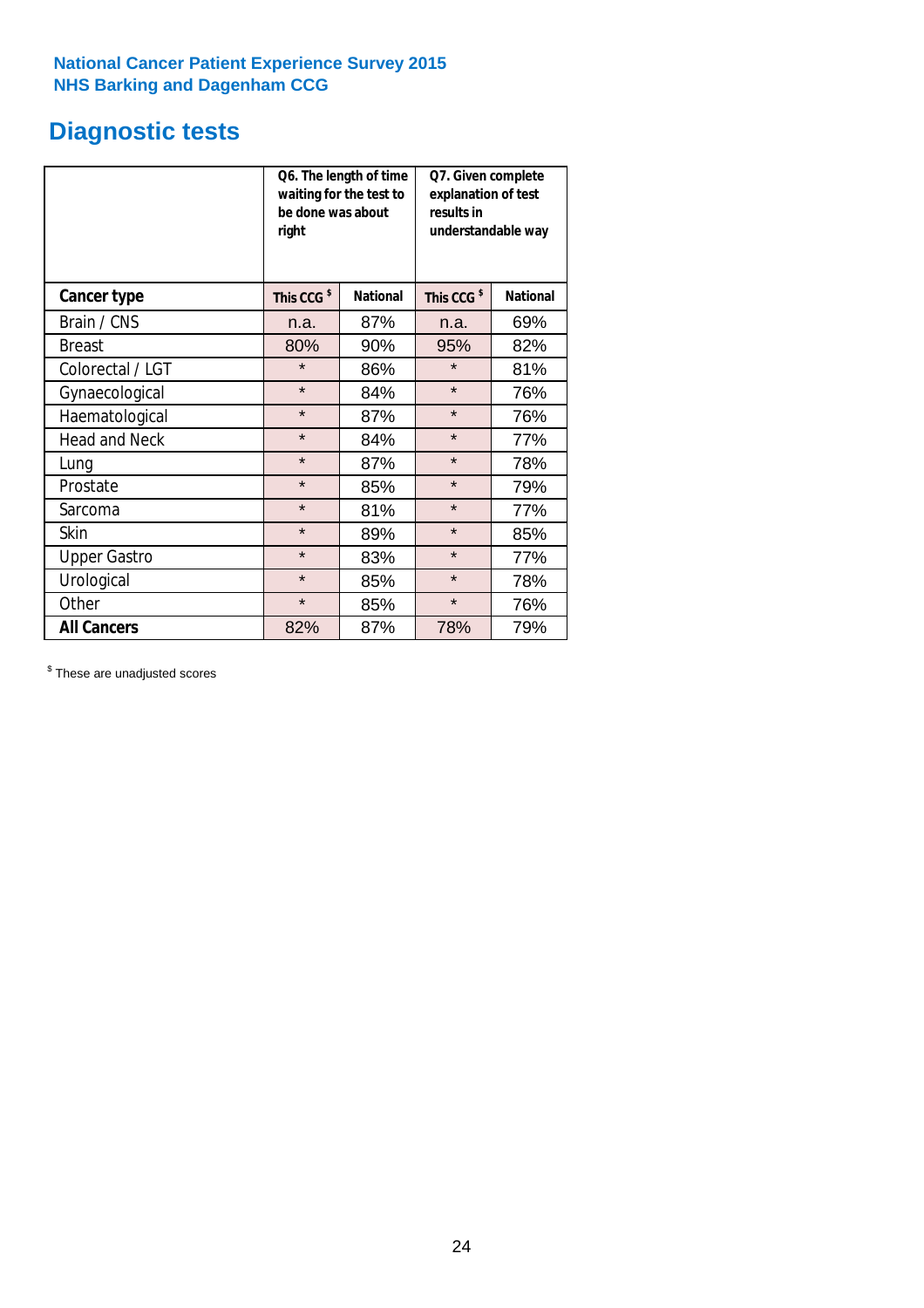National Cancer Patient Experience Survey 2015
NHS Barking and Dagenham CCG

# Diagnostic tests

| | Q6. The length of time waiting for the test to be done was about right | | Q7. Given complete explanation of test results in understandable way | |
|---|---|---|---|---|
| **Cancer type** | This CCG [$] | National | This CCG [$] | National |
| Brain / CNS | n.a. | 87% | n.a. | 69% |
| Breast | 80% | 90% | 95% | 82% |
| Colorectal / LGT | * | 86% | * | 81% |
| Gynaecological | * | 84% | * | 76% |
| Haematological | * | 87% | * | 76% |
| Head and Neck | * | 84% | * | 77% |
| Lung | * | 87% | * | 78% |
| Prostate | * | 85% | * | 79% |
| Sarcoma | * | 81% | * | 77% |
| Skin | * | 89% | * | 85% |
| Upper Gastro | * | 83% | * | 77% |
| Urological | * | 85% | * | 78% |
| Other | * | 85% | * | 76% |
| **All Cancers** | 82% | 87% | 78% | 79% |

[$] These are unadjusted scores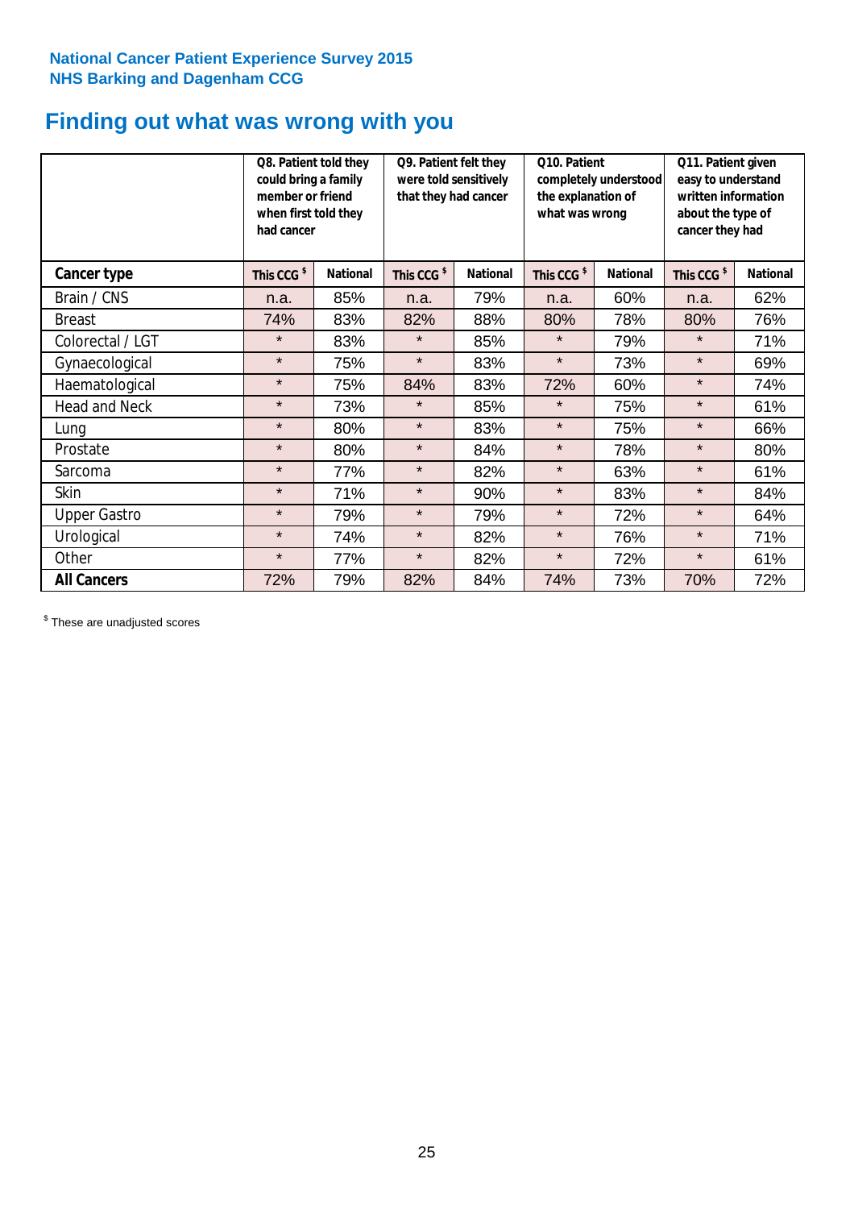National Cancer Patient Experience Survey 2015
NHS Barking and Dagenham CCG

# Finding out what was wrong with you

| | Q8. Patient told they could bring a family member or friend when first told they had cancer | | Q9. Patient felt they were told sensitively that they had cancer | | Q10. Patient completely understood the explanation of what was wrong | | Q11. Patient given easy to understand written information about the type of cancer they had | |
|---|---|---|---|---|---|---|---|---|
| **Cancer type** | This CCG $ | National | This CCG $ | National | This CCG $ | National | This CCG $ | National |
| Brain / CNS | n.a. | 85% | n.a. | 79% | n.a. | 60% | n.a. | 62% |
| Breast | 74% | 83% | 82% | 88% | 80% | 78% | 80% | 76% |
| Colorectal / LGT | * | 83% | * | 85% | * | 79% | * | 71% |
| Gynaecological | * | 75% | * | 83% | * | 73% | * | 69% |
| Haematological | * | 75% | 84% | 83% | 72% | 60% | * | 74% |
| Head and Neck | * | 73% | * | 85% | * | 75% | * | 61% |
| Lung | * | 80% | * | 83% | * | 75% | * | 66% |
| Prostate | * | 80% | * | 84% | * | 78% | * | 80% |
| Sarcoma | * | 77% | * | 82% | * | 63% | * | 61% |
| Skin | * | 71% | * | 90% | * | 83% | * | 84% |
| Upper Gastro | * | 79% | * | 79% | * | 72% | * | 64% |
| Urological | * | 74% | * | 82% | * | 76% | * | 71% |
| Other | * | 77% | * | 82% | * | 72% | * | 61% |
| **All Cancers** | 72% | 79% | 82% | 84% | 74% | 73% | 70% | 72% |

$ These are unadjusted scores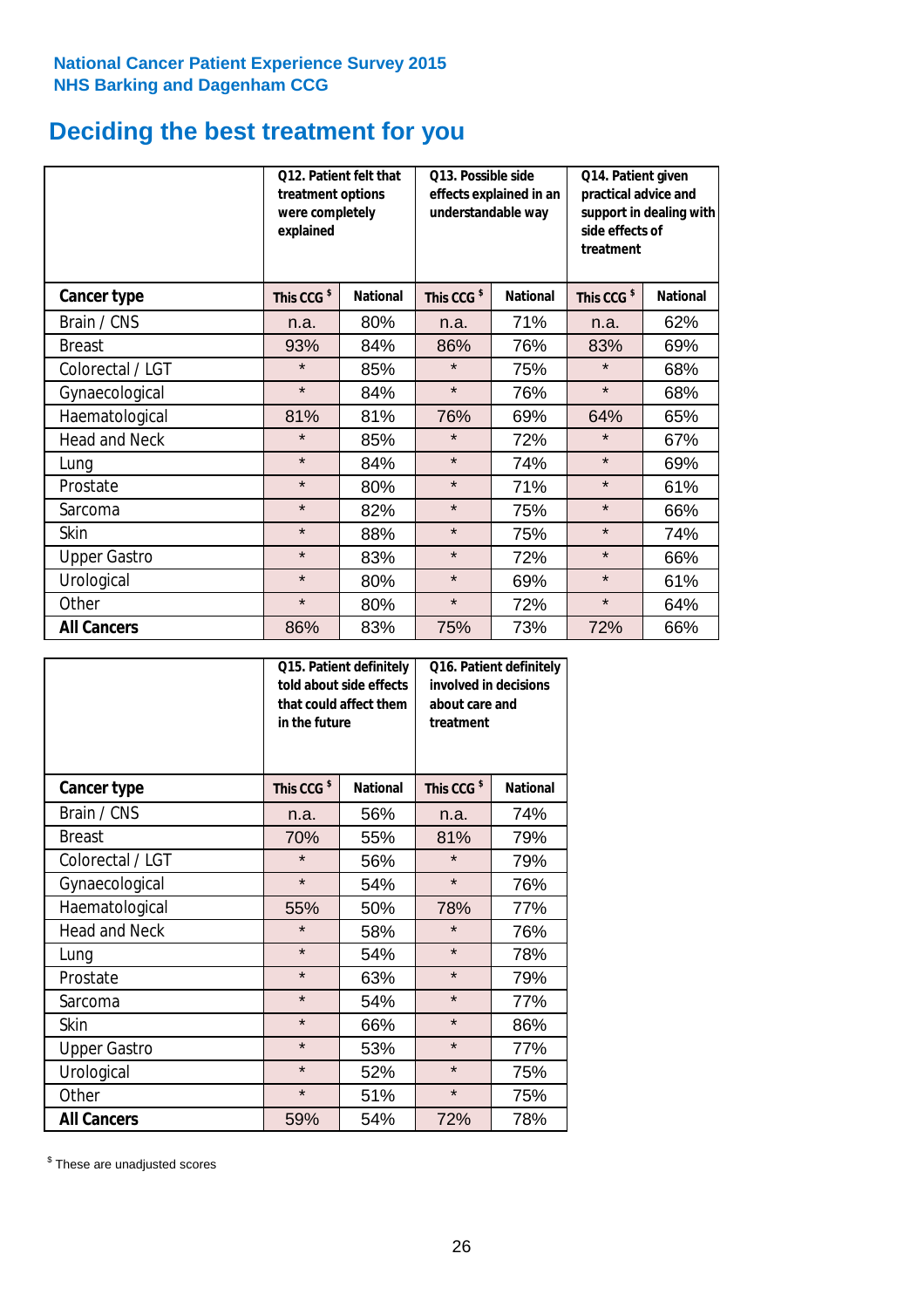National Cancer Patient Experience Survey 2015
NHS Barking and Dagenham CCG

# Deciding the best treatment for you

| | Q12. Patient felt that treatment options were completely explained | | Q13. Possible side effects explained in an understandable way | | Q14. Patient given practical advice and support in dealing with side effects of treatment | |
|---|---|---|---|---|---|---|
| **Cancer type** | **This CCG $** | **National** | **This CCG $** | **National** | **This CCG $** | **National** |
| Brain / CNS | n.a. | 80% | n.a. | 71% | n.a. | 62% |
| Breast | 93% | 84% | 86% | 76% | 83% | 69% |
| Colorectal / LGT | * | 85% | * | 75% | * | 68% |
| Gynaecological | * | 84% | * | 76% | * | 68% |
| Haematological | 81% | 81% | 76% | 69% | 64% | 65% |
| Head and Neck | * | 85% | * | 72% | * | 67% |
| Lung | * | 84% | * | 74% | * | 69% |
| Prostate | * | 80% | * | 71% | * | 61% |
| Sarcoma | * | 82% | * | 75% | * | 66% |
| Skin | * | 88% | * | 75% | * | 74% |
| Upper Gastro | * | 83% | * | 72% | * | 66% |
| Urological | * | 80% | * | 69% | * | 61% |
| Other | * | 80% | * | 72% | * | 64% |
| **All Cancers** | 86% | 83% | 75% | 73% | 72% | 66% |

| | Q15. Patient definitely told about side effects that could affect them in the future | | Q16. Patient definitely involved in decisions about care and treatment | |
|---|---|---|---|---|
| **Cancer type** | **This CCG $** | **National** | **This CCG $** | **National** |
| Brain / CNS | n.a. | 56% | n.a. | 74% |
| Breast | 70% | 55% | 81% | 79% |
| Colorectal / LGT | * | 56% | * | 79% |
| Gynaecological | * | 54% | * | 76% |
| Haematological | 55% | 50% | 78% | 77% |
| Head and Neck | * | 58% | * | 76% |
| Lung | * | 54% | * | 78% |
| Prostate | * | 63% | * | 79% |
| Sarcoma | * | 54% | * | 77% |
| Skin | * | 66% | * | 86% |
| Upper Gastro | * | 53% | * | 77% |
| Urological | * | 52% | * | 75% |
| Other | * | 51% | * | 75% |
| **All Cancers** | 59% | 54% | 72% | 78% |

$ These are unadjusted scores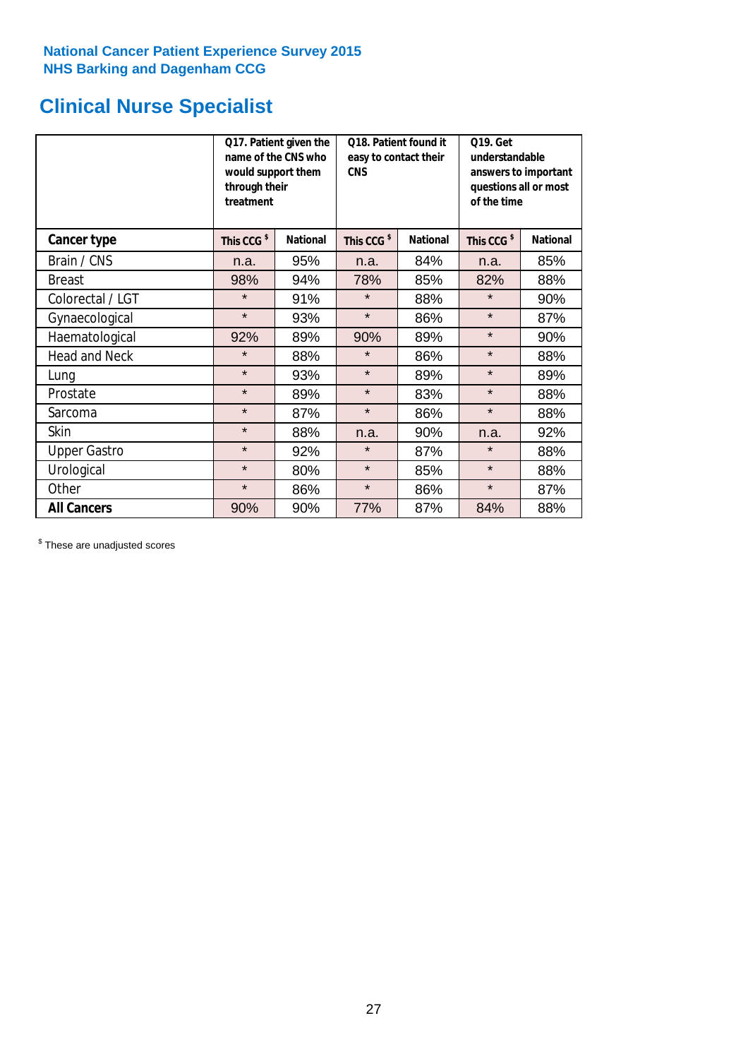National Cancer Patient Experience Survey 2015
NHS Barking and Dagenham CCG

# Clinical Nurse Specialist

| | Q17. Patient given the name of the CNS who would support them through their treatment | | Q18. Patient found it easy to contact their CNS | | Q19. Get understandable answers to important questions all or most of the time | |
|---|---|---|---|---|---|---|
| **Cancer type** | This CCG $ | National | This CCG $ | National | This CCG $ | National |
| Brain / CNS | n.a. | 95% | n.a. | 84% | n.a. | 85% |
| Breast | 98% | 94% | 78% | 85% | 82% | 88% |
| Colorectal / LGT | * | 91% | * | 88% | * | 90% |
| Gynaecological | * | 93% | * | 86% | * | 87% |
| Haematological | 92% | 89% | 90% | 89% | * | 90% |
| Head and Neck | * | 88% | * | 86% | * | 88% |
| Lung | * | 93% | * | 89% | * | 89% |
| Prostate | * | 89% | * | 83% | * | 88% |
| Sarcoma | * | 87% | * | 86% | * | 88% |
| Skin | * | 88% | n.a. | 90% | n.a. | 92% |
| Upper Gastro | * | 92% | * | 87% | * | 88% |
| Urological | * | 80% | * | 85% | * | 88% |
| Other | * | 86% | * | 86% | * | 87% |
| **All Cancers** | 90% | 90% | 77% | 87% | 84% | 88% |

$ These are unadjusted scores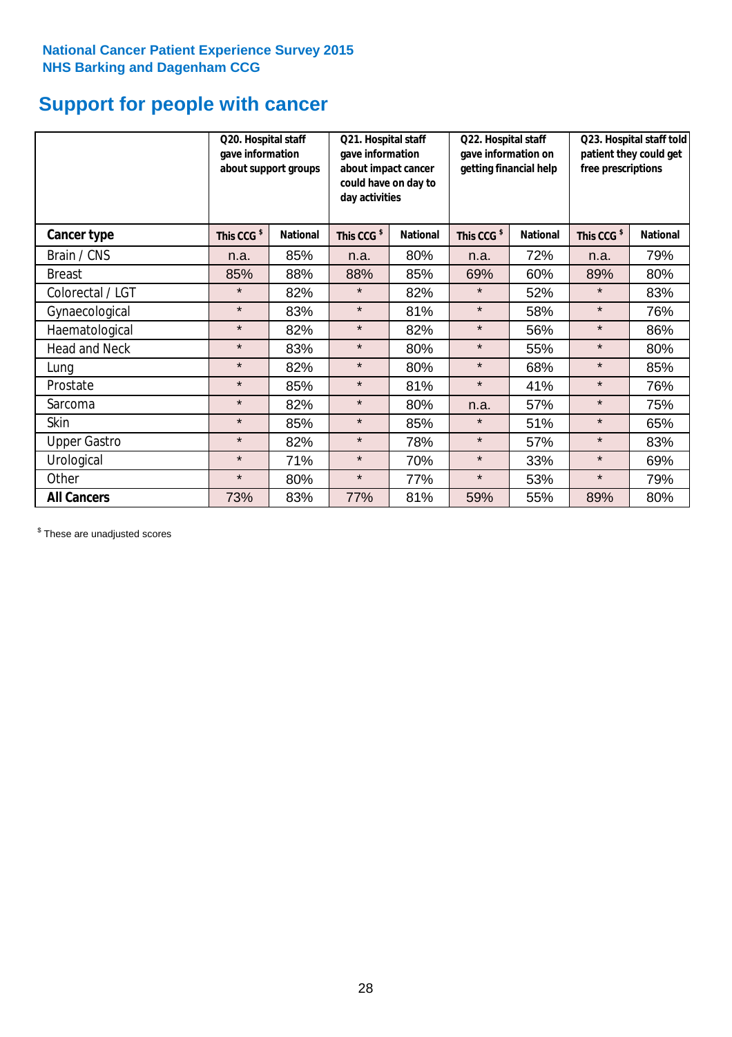**National Cancer Patient Experience Survey 2015**
**NHS Barking and Dagenham CCG**

# Support for people with cancer

| | Q20. Hospital staff gave information about support groups | | Q21. Hospital staff gave information about impact cancer could have on day to day activities | | Q22. Hospital staff gave information on getting financial help | | Q23. Hospital staff told patient they could get free prescriptions | |
|---|---|---|---|---|---|---|---|---|
| **Cancer type** | **This CCG [$]** | **National** | **This CCG [$]** | **National** | **This CCG [$]** | **National** | **This CCG [$]** | **National** |
| Brain / CNS | n.a. | 85% | n.a. | 80% | n.a. | 72% | n.a. | 79% |
| Breast | 85% | 88% | 88% | 85% | 69% | 60% | 89% | 80% |
| Colorectal / LGT | * | 82% | * | 82% | * | 52% | * | 83% |
| Gynaecological | * | 83% | * | 81% | * | 58% | * | 76% |
| Haematological | * | 82% | * | 82% | * | 56% | * | 86% |
| Head and Neck | * | 83% | * | 80% | * | 55% | * | 80% |
| Lung | * | 82% | * | 80% | * | 68% | * | 85% |
| Prostate | * | 85% | * | 81% | * | 41% | * | 76% |
| Sarcoma | * | 82% | * | 80% | n.a. | 57% | * | 75% |
| Skin | * | 85% | * | 85% | * | 51% | * | 65% |
| Upper Gastro | * | 82% | * | 78% | * | 57% | * | 83% |
| Urological | * | 71% | * | 70% | * | 33% | * | 69% |
| Other | * | 80% | * | 77% | * | 53% | * | 79% |
| **All Cancers** | 73% | 83% | 77% | 81% | 59% | 55% | 89% | 80% |

[$] These are unadjusted scores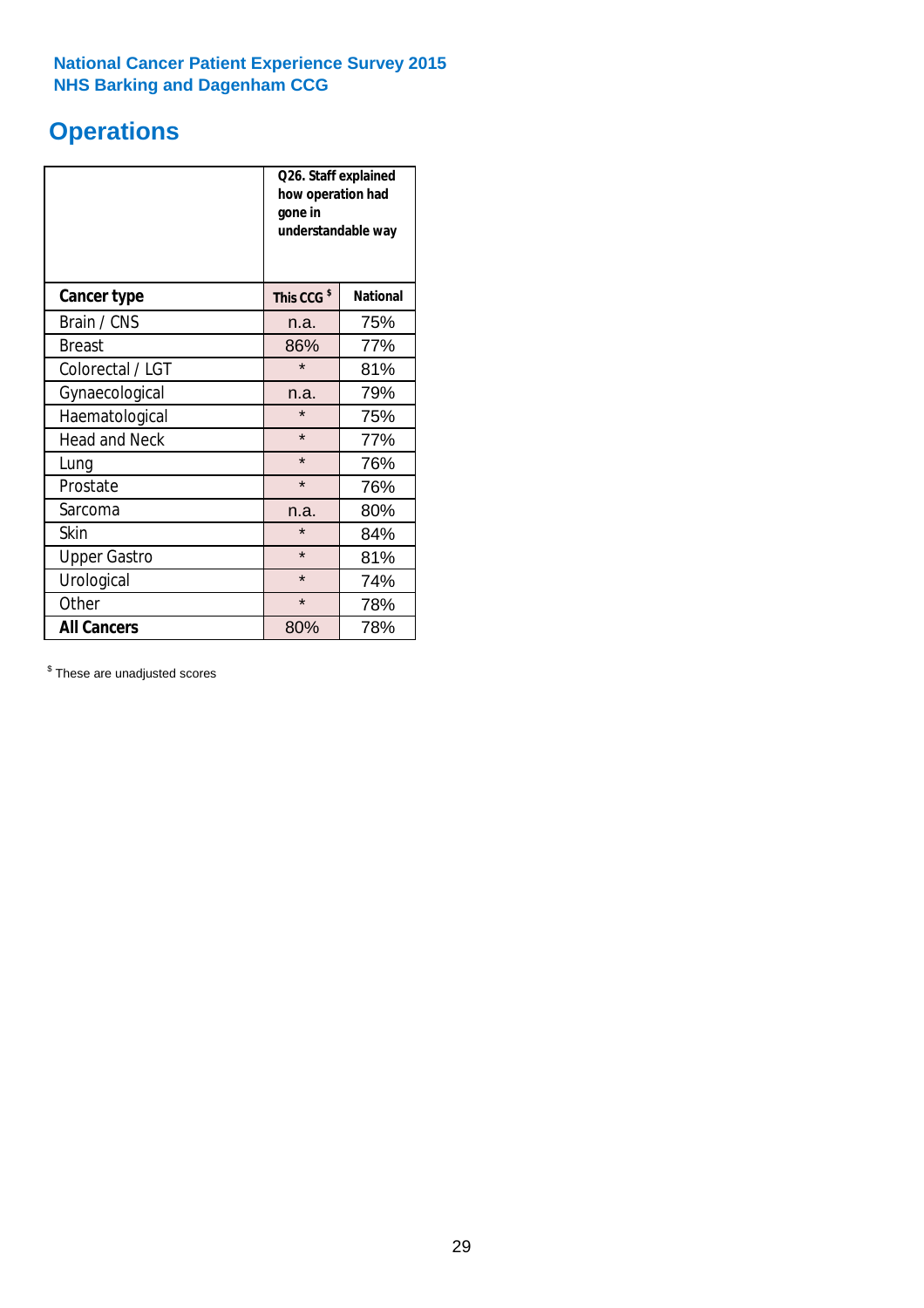National Cancer Patient Experience Survey 2015
NHS Barking and Dagenham CCG

# Operations

| | Q26. Staff explained how operation had gone in understandable way | |
|---|---|---|
| **Cancer type** | **This CCG [$]** | **National** |
| Brain / CNS | n.a. | 75% |
| Breast | 86% | 77% |
| Colorectal / LGT | * | 81% |
| Gynaecological | n.a. | 79% |
| Haematological | * | 75% |
| Head and Neck | * | 77% |
| Lung | * | 76% |
| Prostate | * | 76% |
| Sarcoma | n.a. | 80% |
| Skin | * | 84% |
| Upper Gastro | * | 81% |
| Urological | * | 74% |
| Other | * | 78% |
| **All Cancers** | 80% | 78% |

[$] These are unadjusted scores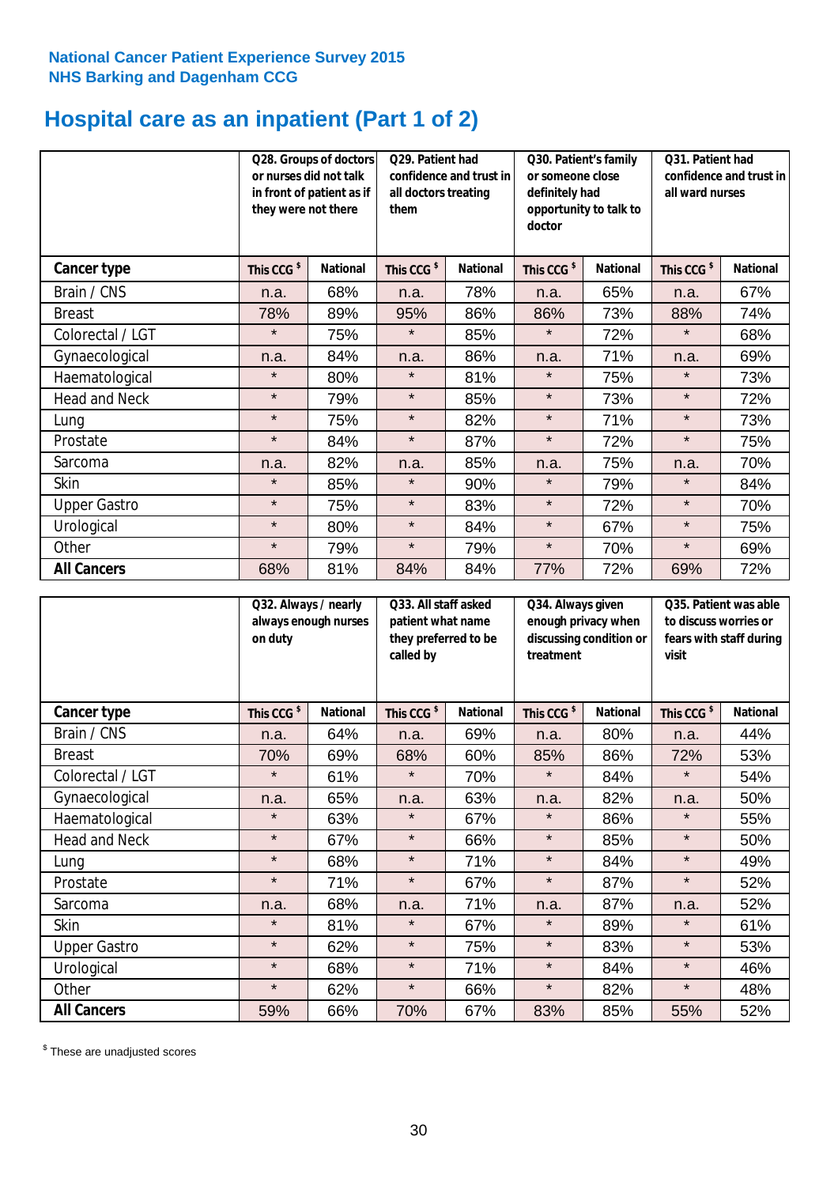National Cancer Patient Experience Survey 2015
NHS Barking and Dagenham CCG

# Hospital care as an inpatient (Part 1 of 2)

| | Q28. Groups of doctors or nurses did not talk in front of patient as if they were not there | | Q29. Patient had confidence and trust in all doctors treating them | | Q30. Patient's family or someone close definitely had opportunity to talk to doctor | | Q31. Patient had confidence and trust in all ward nurses | |
|---|---|---|---|---|---|---|---|---|
| **Cancer type** | This CCG $ | National | This CCG $ | National | This CCG $ | National | This CCG $ | National |
| Brain / CNS | n.a. | 68% | n.a. | 78% | n.a. | 65% | n.a. | 67% |
| Breast | 78% | 89% | 95% | 86% | 86% | 73% | 88% | 74% |
| Colorectal / LGT | * | 75% | * | 85% | * | 72% | * | 68% |
| Gynaecological | n.a. | 84% | n.a. | 86% | n.a. | 71% | n.a. | 69% |
| Haematological | * | 80% | * | 81% | * | 75% | * | 73% |
| Head and Neck | * | 79% | * | 85% | * | 73% | * | 72% |
| Lung | * | 75% | * | 82% | * | 71% | * | 73% |
| Prostate | * | 84% | * | 87% | * | 72% | * | 75% |
| Sarcoma | n.a. | 82% | n.a. | 85% | n.a. | 75% | n.a. | 70% |
| Skin | * | 85% | * | 90% | * | 79% | * | 84% |
| Upper Gastro | * | 75% | * | 83% | * | 72% | * | 70% |
| Urological | * | 80% | * | 84% | * | 67% | * | 75% |
| Other | * | 79% | * | 79% | * | 70% | * | 69% |
| **All Cancers** | 68% | 81% | 84% | 84% | 77% | 72% | 69% | 72% |

| | Q32. Always / nearly always enough nurses on duty | | Q33. All staff asked patient what name they preferred to be called by | | Q34. Always given enough privacy when discussing condition or treatment | | Q35. Patient was able to discuss worries or fears with staff during visit | |
|---|---|---|---|---|---|---|---|---|
| **Cancer type** | This CCG $ | National | This CCG $ | National | This CCG $ | National | This CCG $ | National |
| Brain / CNS | n.a. | 64% | n.a. | 69% | n.a. | 80% | n.a. | 44% |
| Breast | 70% | 69% | 68% | 60% | 85% | 86% | 72% | 53% |
| Colorectal / LGT | * | 61% | * | 70% | * | 84% | * | 54% |
| Gynaecological | n.a. | 65% | n.a. | 63% | n.a. | 82% | n.a. | 50% |
| Haematological | * | 63% | * | 67% | * | 86% | * | 55% |
| Head and Neck | * | 67% | * | 66% | * | 85% | * | 50% |
| Lung | * | 68% | * | 71% | * | 84% | * | 49% |
| Prostate | * | 71% | * | 67% | * | 87% | * | 52% |
| Sarcoma | n.a. | 68% | n.a. | 71% | n.a. | 87% | n.a. | 52% |
| Skin | * | 81% | * | 67% | * | 89% | * | 61% |
| Upper Gastro | * | 62% | * | 75% | * | 83% | * | 53% |
| Urological | * | 68% | * | 71% | * | 84% | * | 46% |
| Other | * | 62% | * | 66% | * | 82% | * | 48% |
| **All Cancers** | 59% | 66% | 70% | 67% | 83% | 85% | 55% | 52% |

$ These are unadjusted scores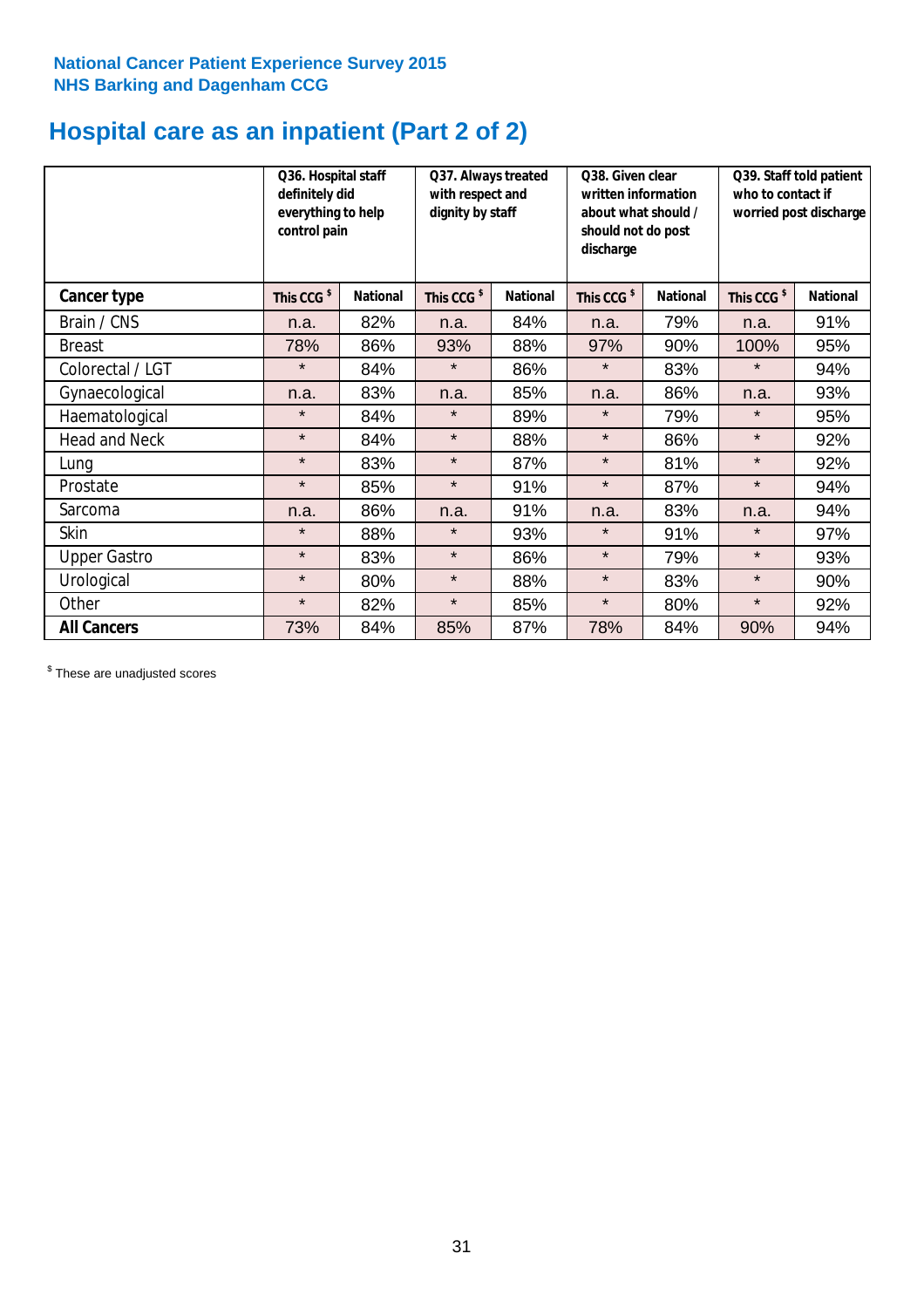National Cancer Patient Experience Survey 2015
NHS Barking and Dagenham CCG

# Hospital care as an inpatient (Part 2 of 2)

| | Q36. Hospital staff definitely did everything to help control pain | | Q37. Always treated with respect and dignity by staff | | Q38. Given clear written information about what should / should not do post discharge | | Q39. Staff told patient who to contact if worried post discharge | |
|---|---|---|---|---|---|---|---|---|
| **Cancer type** | This CCG $ | National | This CCG $ | National | This CCG $ | National | This CCG $ | National |
| Brain / CNS | n.a. | 82% | n.a. | 84% | n.a. | 79% | n.a. | 91% |
| Breast | 78% | 86% | 93% | 88% | 97% | 90% | 100% | 95% |
| Colorectal / LGT | * | 84% | * | 86% | * | 83% | * | 94% |
| Gynaecological | n.a. | 83% | n.a. | 85% | n.a. | 86% | n.a. | 93% |
| Haematological | * | 84% | * | 89% | * | 79% | * | 95% |
| Head and Neck | * | 84% | * | 88% | * | 86% | * | 92% |
| Lung | * | 83% | * | 87% | * | 81% | * | 92% |
| Prostate | * | 85% | * | 91% | * | 87% | * | 94% |
| Sarcoma | n.a. | 86% | n.a. | 91% | n.a. | 83% | n.a. | 94% |
| Skin | * | 88% | * | 93% | * | 91% | * | 97% |
| Upper Gastro | * | 83% | * | 86% | * | 79% | * | 93% |
| Urological | * | 80% | * | 88% | * | 83% | * | 90% |
| Other | * | 82% | * | 85% | * | 80% | * | 92% |
| **All Cancers** | 73% | 84% | 85% | 87% | 78% | 84% | 90% | 94% |

$ These are unadjusted scores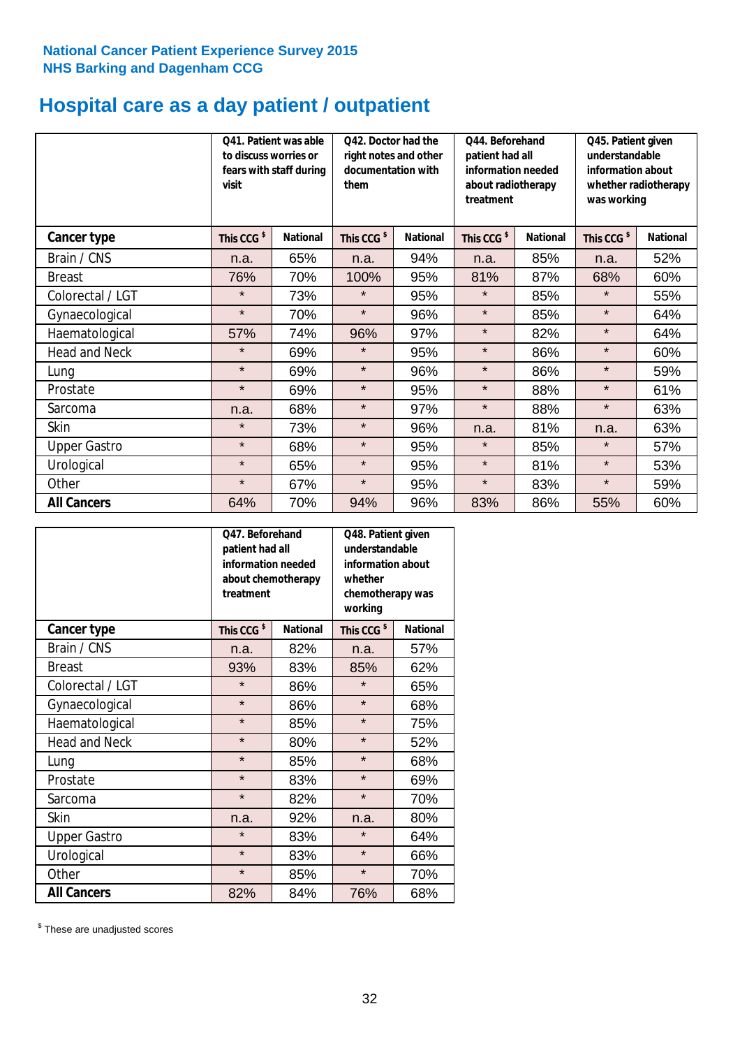National Cancer Patient Experience Survey 2015
NHS Barking and Dagenham CCG

# Hospital care as a day patient / outpatient

| | Q41. Patient was able to discuss worries or fears with staff during visit | | Q42. Doctor had the right notes and other documentation with them | | Q44. Beforehand patient had all information needed about radiotherapy treatment | | Q45. Patient given understandable information about whether radiotherapy was working | |
|---|---|---|---|---|---|---|---|---|
| **Cancer type** | **This CCG $** | **National** | **This CCG $** | **National** | **This CCG $** | **National** | **This CCG $** | **National** |
| Brain / CNS | n.a. | 65% | n.a. | 94% | n.a. | 85% | n.a. | 52% |
| Breast | 76% | 70% | 100% | 95% | 81% | 87% | 68% | 60% |
| Colorectal / LGT | * | 73% | * | 95% | * | 85% | * | 55% |
| Gynaecological | * | 70% | * | 96% | * | 85% | * | 64% |
| Haematological | 57% | 74% | 96% | 97% | * | 82% | * | 64% |
| Head and Neck | * | 69% | * | 95% | * | 86% | * | 60% |
| Lung | * | 69% | * | 96% | * | 86% | * | 59% |
| Prostate | * | 69% | * | 95% | * | 88% | * | 61% |
| Sarcoma | n.a. | 68% | * | 97% | * | 88% | * | 63% |
| Skin | * | 73% | * | 96% | n.a. | 81% | n.a. | 63% |
| Upper Gastro | * | 68% | * | 95% | * | 85% | * | 57% |
| Urological | * | 65% | * | 95% | * | 81% | * | 53% |
| Other | * | 67% | * | 95% | * | 83% | * | 59% |
| **All Cancers** | 64% | 70% | 94% | 96% | 83% | 86% | 55% | 60% |

| | Q47. Beforehand patient had all information needed about chemotherapy treatment | | Q48. Patient given understandable information about whether chemotherapy was working | |
|---|---|---|---|---|
| **Cancer type** | **This CCG $** | **National** | **This CCG $** | **National** |
| Brain / CNS | n.a. | 82% | n.a. | 57% |
| Breast | 93% | 83% | 85% | 62% |
| Colorectal / LGT | * | 86% | * | 65% |
| Gynaecological | * | 86% | * | 68% |
| Haematological | * | 85% | * | 75% |
| Head and Neck | * | 80% | * | 52% |
| Lung | * | 85% | * | 68% |
| Prostate | * | 83% | * | 69% |
| Sarcoma | * | 82% | * | 70% |
| Skin | n.a. | 92% | n.a. | 80% |
| Upper Gastro | * | 83% | * | 64% |
| Urological | * | 83% | * | 66% |
| Other | * | 85% | * | 70% |
| **All Cancers** | 82% | 84% | 76% | 68% |

$ These are unadjusted scores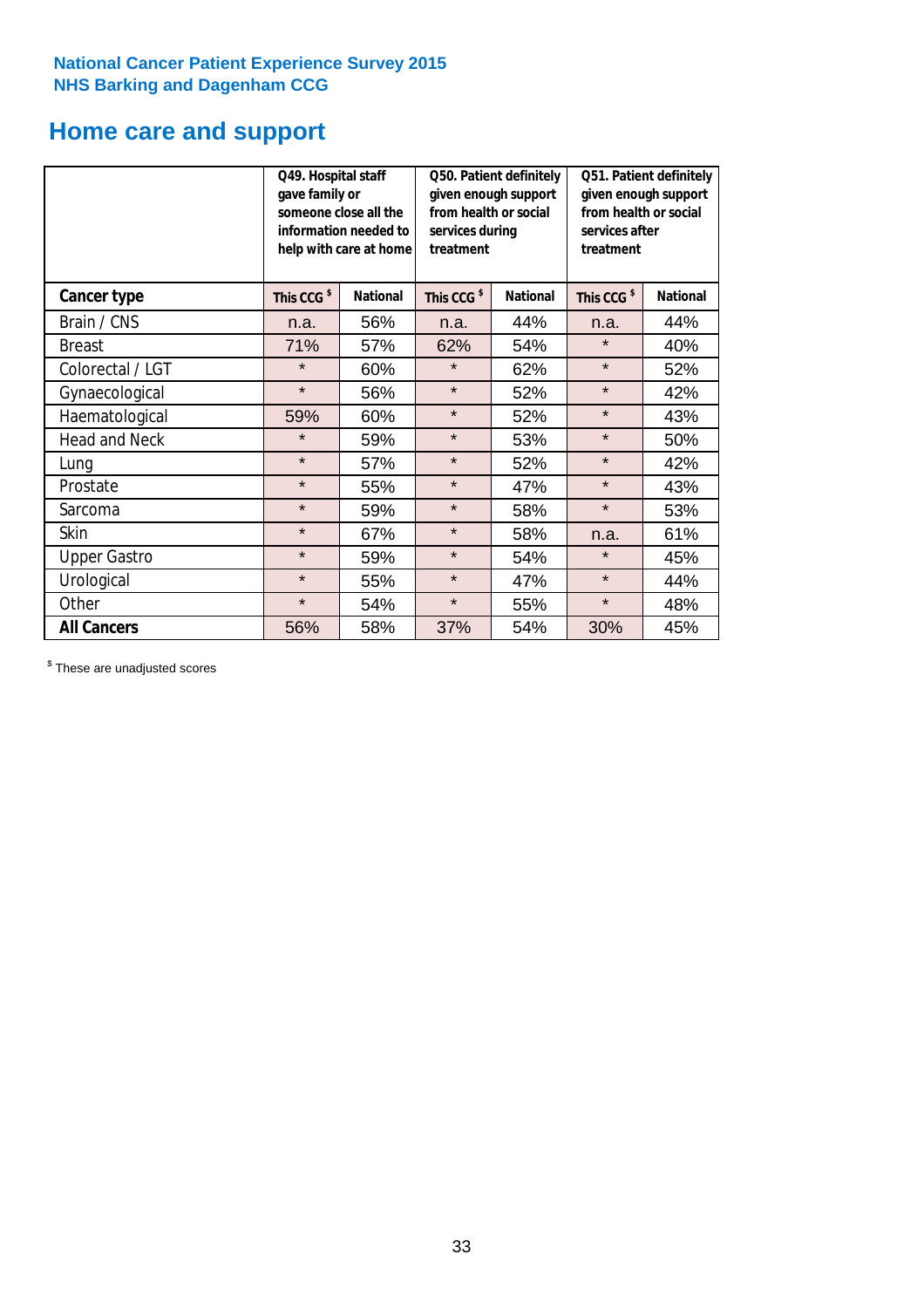National Cancer Patient Experience Survey 2015
NHS Barking and Dagenham CCG

# Home care and support

| | Q49. Hospital staff gave family or someone close all the information needed to help with care at home | | Q50. Patient definitely given enough support from health or social services during treatment | | Q51. Patient definitely given enough support from health or social services after treatment | |
|---|---|---|---|---|---|---|
| **Cancer type** | **This CCG $** | **National** | **This CCG $** | **National** | **This CCG $** | **National** |
| Brain / CNS | n.a. | 56% | n.a. | 44% | n.a. | 44% |
| Breast | 71% | 57% | 62% | 54% | * | 40% |
| Colorectal / LGT | * | 60% | * | 62% | * | 52% |
| Gynaecological | * | 56% | * | 52% | * | 42% |
| Haematological | 59% | 60% | * | 52% | * | 43% |
| Head and Neck | * | 59% | * | 53% | * | 50% |
| Lung | * | 57% | * | 52% | * | 42% |
| Prostate | * | 55% | * | 47% | * | 43% |
| Sarcoma | * | 59% | * | 58% | * | 53% |
| Skin | * | 67% | * | 58% | n.a. | 61% |
| Upper Gastro | * | 59% | * | 54% | * | 45% |
| Urological | * | 55% | * | 47% | * | 44% |
| Other | * | 54% | * | 55% | * | 48% |
| **All Cancers** | 56% | 58% | 37% | 54% | 30% | 45% |

$ These are unadjusted scores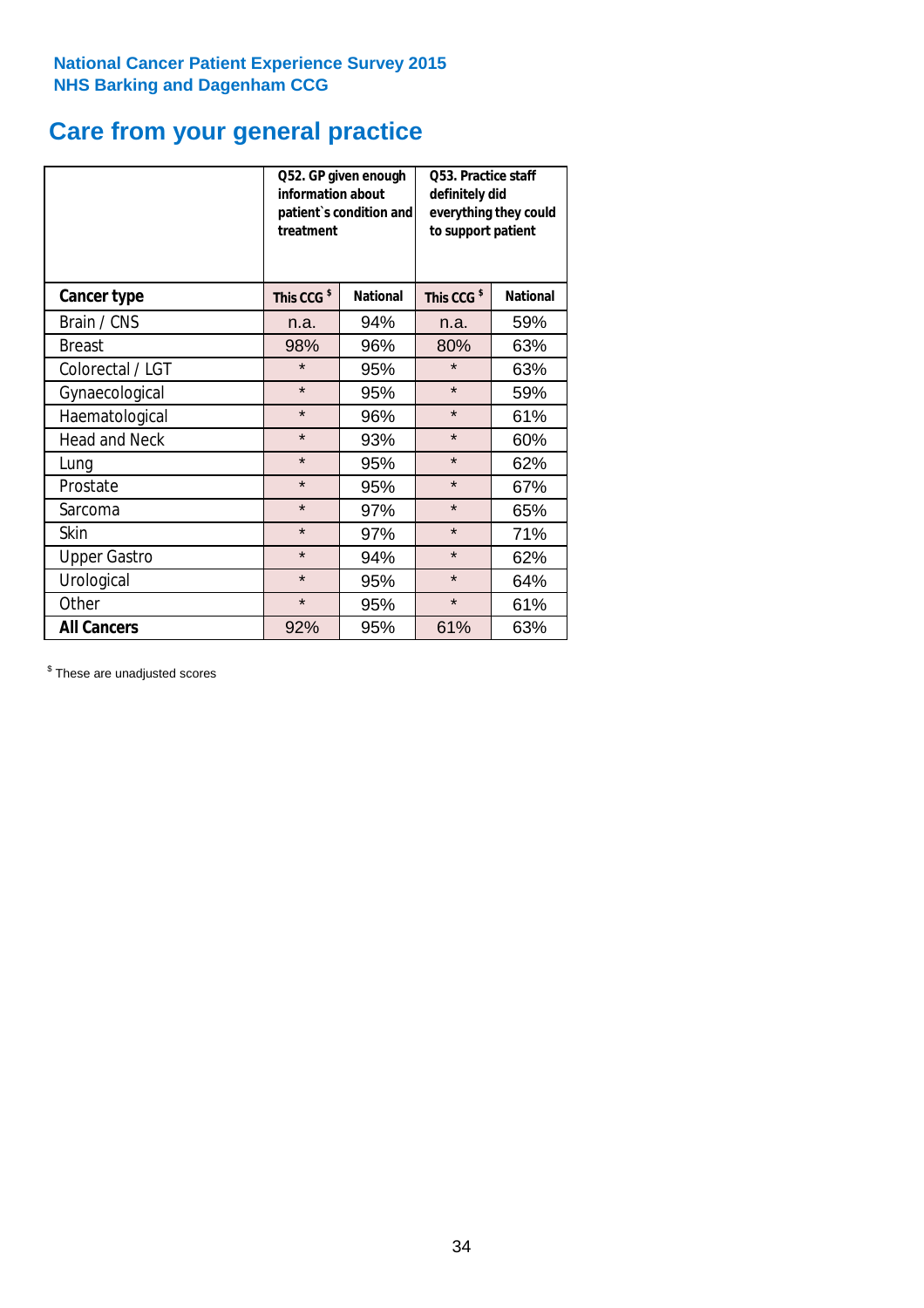National Cancer Patient Experience Survey 2015
NHS Barking and Dagenham CCG

## Care from your general practice

| | Q52. GP given enough information about patient`s condition and treatment | | Q53. Practice staff definitely did everything they could to support patient | |
|---|---|---|---|---|
| **Cancer type** | **This CCG** $ | **National** | **This CCG** $ | **National** |
| Brain / CNS | n.a. | 94% | n.a. | 59% |
| Breast | 98% | 96% | 80% | 63% |
| Colorectal / LGT | * | 95% | * | 63% |
| Gynaecological | * | 95% | * | 59% |
| Haematological | * | 96% | * | 61% |
| Head and Neck | * | 93% | * | 60% |
| Lung | * | 95% | * | 62% |
| Prostate | * | 95% | * | 67% |
| Sarcoma | * | 97% | * | 65% |
| Skin | * | 97% | * | 71% |
| Upper Gastro | * | 94% | * | 62% |
| Urological | * | 95% | * | 64% |
| Other | * | 95% | * | 61% |
| **All Cancers** | 92% | 95% | 61% | 63% |

$ These are unadjusted scores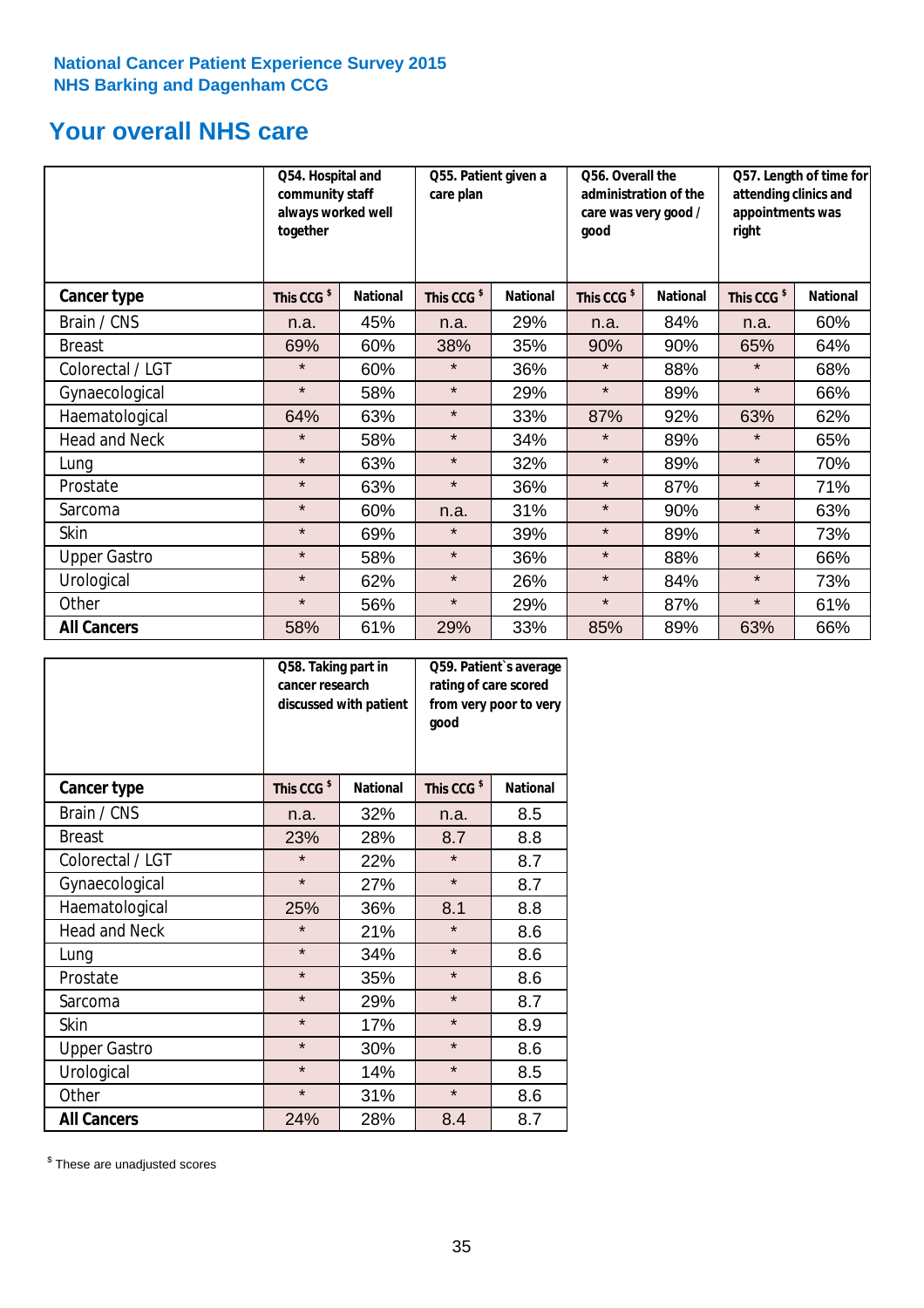National Cancer Patient Experience Survey 2015
NHS Barking and Dagenham CCG

# Your overall NHS care

| | Q54. Hospital and community staff always worked well together | | Q55. Patient given a care plan | | Q56. Overall the administration of the care was very good / good | | Q57. Length of time for attending clinics and appointments was right | |
|---|---|---|---|---|---|---|---|---|
| **Cancer type** | This CCG $ | National | This CCG $ | National | This CCG $ | National | This CCG $ | National |
| Brain / CNS | n.a. | 45% | n.a. | 29% | n.a. | 84% | n.a. | 60% |
| Breast | 69% | 60% | 38% | 35% | 90% | 90% | 65% | 64% |
| Colorectal / LGT | * | 60% | * | 36% | * | 88% | * | 68% |
| Gynaecological | * | 58% | * | 29% | * | 89% | * | 66% |
| Haematological | 64% | 63% | * | 33% | 87% | 92% | 63% | 62% |
| Head and Neck | * | 58% | * | 34% | * | 89% | * | 65% |
| Lung | * | 63% | * | 32% | * | 89% | * | 70% |
| Prostate | * | 63% | * | 36% | * | 87% | * | 71% |
| Sarcoma | * | 60% | n.a. | 31% | * | 90% | * | 63% |
| Skin | * | 69% | * | 39% | * | 89% | * | 73% |
| Upper Gastro | * | 58% | * | 36% | * | 88% | * | 66% |
| Urological | * | 62% | * | 26% | * | 84% | * | 73% |
| Other | * | 56% | * | 29% | * | 87% | * | 61% |
| **All Cancers** | 58% | 61% | 29% | 33% | 85% | 89% | 63% | 66% |

| | Q58. Taking part in cancer research discussed with patient | | Q59. Patient`s average rating of care scored from very poor to very good | |
|---|---|---|---|---|
| **Cancer type** | This CCG $ | National | This CCG $ | National |
| Brain / CNS | n.a. | 32% | n.a. | 8.5 |
| Breast | 23% | 28% | 8.7 | 8.8 |
| Colorectal / LGT | * | 22% | * | 8.7 |
| Gynaecological | * | 27% | * | 8.7 |
| Haematological | 25% | 36% | 8.1 | 8.8 |
| Head and Neck | * | 21% | * | 8.6 |
| Lung | * | 34% | * | 8.6 |
| Prostate | * | 35% | * | 8.6 |
| Sarcoma | * | 29% | * | 8.7 |
| Skin | * | 17% | * | 8.9 |
| Upper Gastro | * | 30% | * | 8.6 |
| Urological | * | 14% | * | 8.5 |
| Other | * | 31% | * | 8.6 |
| **All Cancers** | 24% | 28% | 8.4 | 8.7 |

$ These are unadjusted scores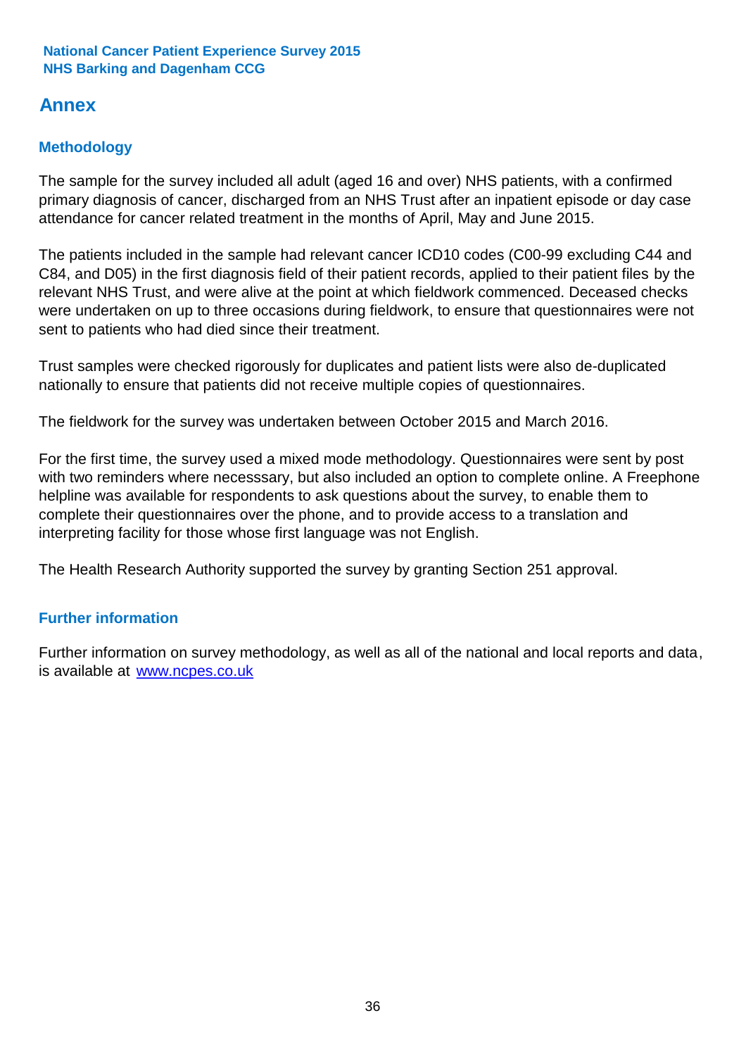## Annex

### Methodology

The sample for the survey included all adult (aged 16 and over) NHS patients, with a confirmed primary diagnosis of cancer, discharged from an NHS Trust after an inpatient episode or day case attendance for cancer related treatment in the months of April, May and June 2015.

The patients included in the sample had relevant cancer ICD10 codes (C00-99 excluding C44 and C84, and D05) in the first diagnosis field of their patient records, applied to their patient files by the relevant NHS Trust, and were alive at the point at which fieldwork commenced. Deceased checks were undertaken on up to three occasions during fieldwork, to ensure that questionnaires were not sent to patients who had died since their treatment.

Trust samples were checked rigorously for duplicates and patient lists were also de-duplicated nationally to ensure that patients did not receive multiple copies of questionnaires.

The fieldwork for the survey was undertaken between October 2015 and March 2016.

For the first time, the survey used a mixed mode methodology. Questionnaires were sent by post with two reminders where necesssary, but also included an option to complete online. A Freephone helpline was available for respondents to ask questions about the survey, to enable them to complete their questionnaires over the phone, and to provide access to a translation and interpreting facility for those whose first language was not English.

The Health Research Authority supported the survey by granting Section 251 approval.

### Further information

Further information on survey methodology, as well as all of the national and local reports and data, is available at [www.ncpes.co.uk](http://www.ncpes.co.uk)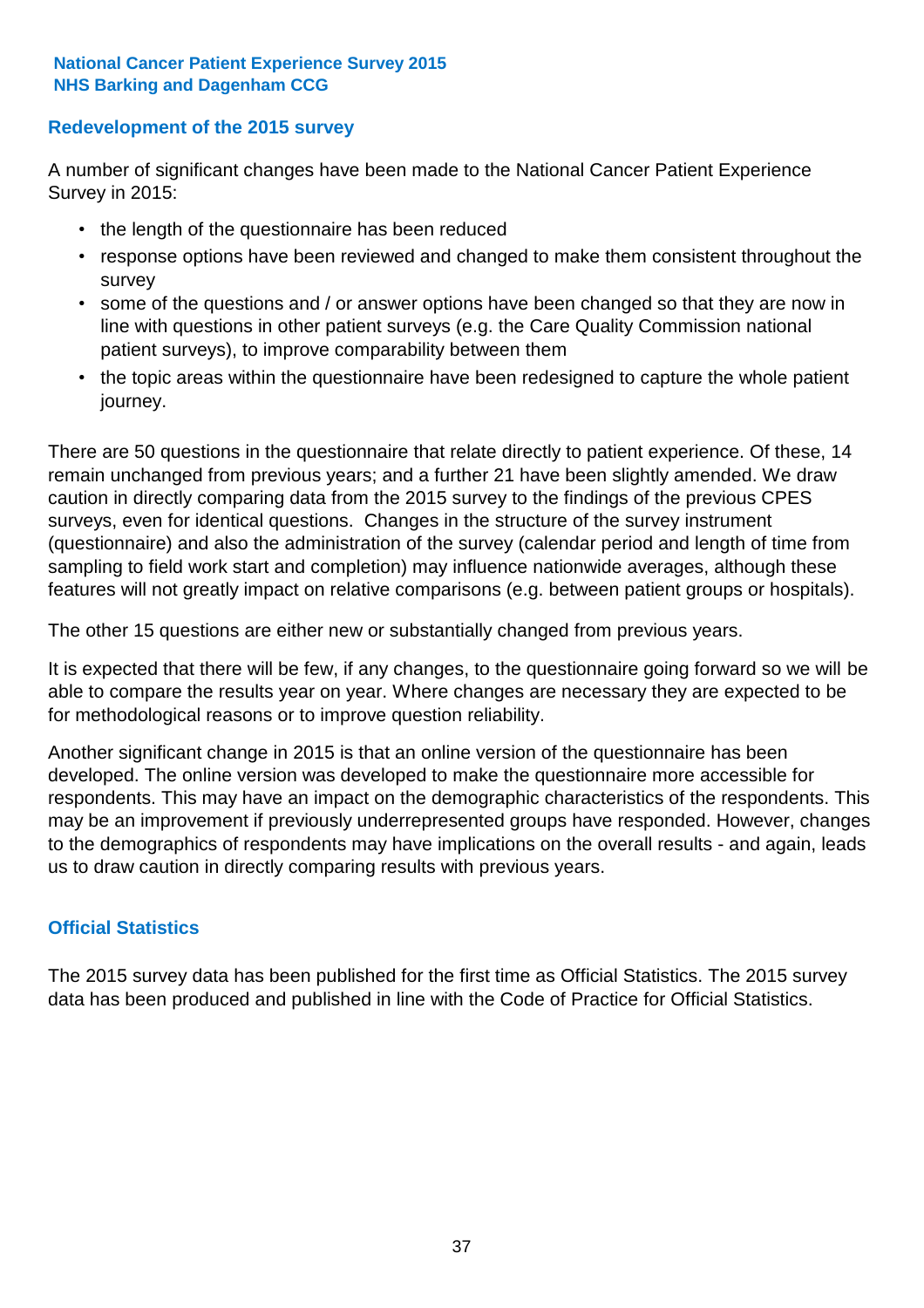## Redevelopment of the 2015 survey

A number of significant changes have been made to the National Cancer Patient Experience Survey in 2015:

- the length of the questionnaire has been reduced
- response options have been reviewed and changed to make them consistent throughout the survey
- some of the questions and / or answer options have been changed so that they are now in line with questions in other patient surveys (e.g. the Care Quality Commission national patient surveys), to improve comparability between them
- the topic areas within the questionnaire have been redesigned to capture the whole patient journey.

There are 50 questions in the questionnaire that relate directly to patient experience. Of these, 14 remain unchanged from previous years; and a further 21 have been slightly amended. We draw caution in directly comparing data from the 2015 survey to the findings of the previous CPES surveys, even for identical questions. Changes in the structure of the survey instrument (questionnaire) and also the administration of the survey (calendar period and length of time from sampling to field work start and completion) may influence nationwide averages, although these features will not greatly impact on relative comparisons (e.g. between patient groups or hospitals).

The other 15 questions are either new or substantially changed from previous years.

It is expected that there will be few, if any changes, to the questionnaire going forward so we will be able to compare the results year on year. Where changes are necessary they are expected to be for methodological reasons or to improve question reliability.

Another significant change in 2015 is that an online version of the questionnaire has been developed. The online version was developed to make the questionnaire more accessible for respondents. This may have an impact on the demographic characteristics of the respondents. This may be an improvement if previously underrepresented groups have responded. However, changes to the demographics of respondents may have implications on the overall results - and again, leads us to draw caution in directly comparing results with previous years.

## Official Statistics

The 2015 survey data has been published for the first time as Official Statistics. The 2015 survey data has been produced and published in line with the Code of Practice for Official Statistics.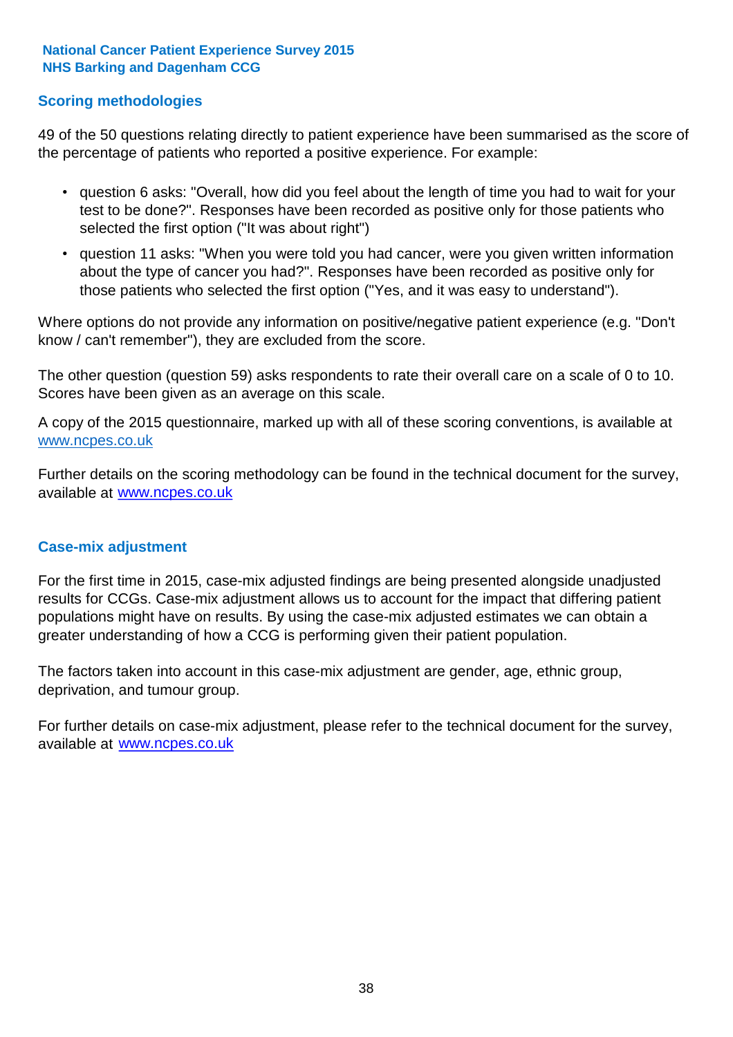## Scoring methodologies

49 of the 50 questions relating directly to patient experience have been summarised as the score of the percentage of patients who reported a positive experience. For example:

- question 6 asks: "Overall, how did you feel about the length of time you had to wait for your test to be done?". Responses have been recorded as positive only for those patients who selected the first option ("It was about right")
- question 11 asks: "When you were told you had cancer, were you given written information about the type of cancer you had?". Responses have been recorded as positive only for those patients who selected the first option ("Yes, and it was easy to understand").

Where options do not provide any information on positive/negative patient experience (e.g. "Don't know / can't remember"), they are excluded from the score.

The other question (question 59) asks respondents to rate their overall care on a scale of 0 to 10. Scores have been given as an average on this scale.

A copy of the 2015 questionnaire, marked up with all of these scoring conventions, is available at www.ncpes.co.uk

Further details on the scoring methodology can be found in the technical document for the survey, available at www.ncpes.co.uk

## Case-mix adjustment

For the first time in 2015, case-mix adjusted findings are being presented alongside unadjusted results for CCGs. Case-mix adjustment allows us to account for the impact that differing patient populations might have on results. By using the case-mix adjusted estimates we can obtain a greater understanding of how a CCG is performing given their patient population.

The factors taken into account in this case-mix adjustment are gender, age, ethnic group, deprivation, and tumour group.

For further details on case-mix adjustment, please refer to the technical document for the survey, available at www.ncpes.co.uk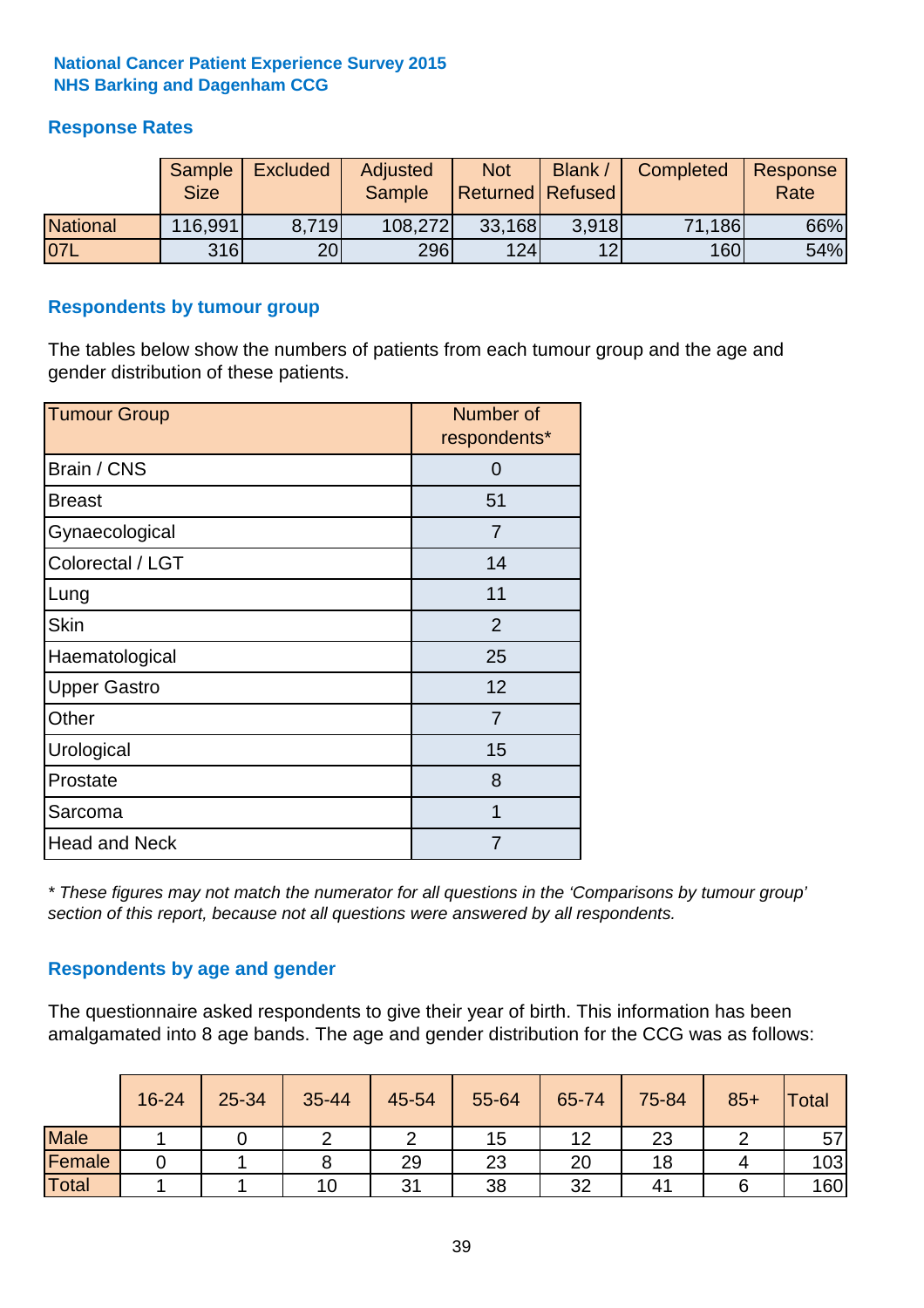**National Cancer Patient Experience Survey 2015**
**NHS Barking and Dagenham CCG**

## Response Rates

| | Sample Size | Excluded | Adjusted Sample | Not Returned | Blank / Refused | Completed | Response Rate |
|---|---|---|---|---|---|---|---|
| National | 116,991 | 8,719 | 108,272 | 33,168 | 3,918 | 71,186 | 66% |
| 07L | 316 | 20 | 296 | 124 | 12 | 160 | 54% |

## Respondents by tumour group

The tables below show the numbers of patients from each tumour group and the age and gender distribution of these patients.

| Tumour Group | Number of respondents* |
|---|---|
| Brain / CNS | 0 |
| Breast | 51 |
| Gynaecological | 7 |
| Colorectal / LGT | 14 |
| Lung | 11 |
| Skin | 2 |
| Haematological | 25 |
| Upper Gastro | 12 |
| Other | 7 |
| Urological | 15 |
| Prostate | 8 |
| Sarcoma | 1 |
| Head and Neck | 7 |

*\* These figures may not match the numerator for all questions in the 'Comparisons by tumour group' section of this report, because not all questions were answered by all respondents.*

## Respondents by age and gender

The questionnaire asked respondents to give their year of birth. This information has been amalgamated into 8 age bands. The age and gender distribution for the CCG was as follows:

| | 16-24 | 25-34 | 35-44 | 45-54 | 55-64 | 65-74 | 75-84 | 85+ | Total |
|---|---|---|---|---|---|---|---|---|---|
| Male | 1 | 0 | 2 | 2 | 15 | 12 | 23 | 2 | 57 |
| Female | 0 | 1 | 8 | 29 | 23 | 20 | 18 | 4 | 103 |
| Total | 1 | 1 | 10 | 31 | 38 | 32 | 41 | 6 | 160 |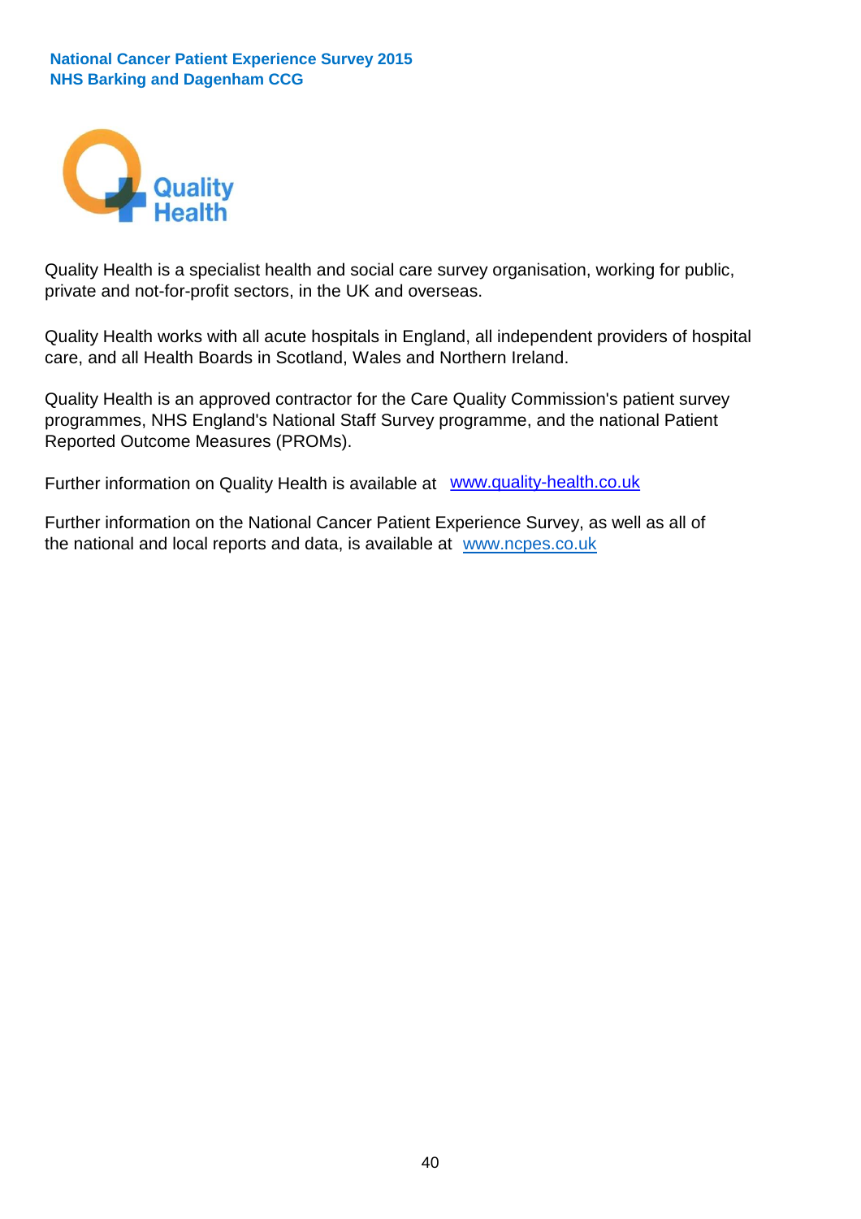Quality Health

Quality Health is a specialist health and social care survey organisation, working for public, private and not-for-profit sectors, in the UK and overseas.

Quality Health works with all acute hospitals in England, all independent providers of hospital care, and all Health Boards in Scotland, Wales and Northern Ireland.

Quality Health is an approved contractor for the Care Quality Commission's patient survey programmes, NHS England's National Staff Survey programme, and the national Patient Reported Outcome Measures (PROMs).

Further information on Quality Health is available at www.quality-health.co.uk

Further information on the National Cancer Patient Experience Survey, as well as all of the national and local reports and data, is available at www.ncpes.co.uk